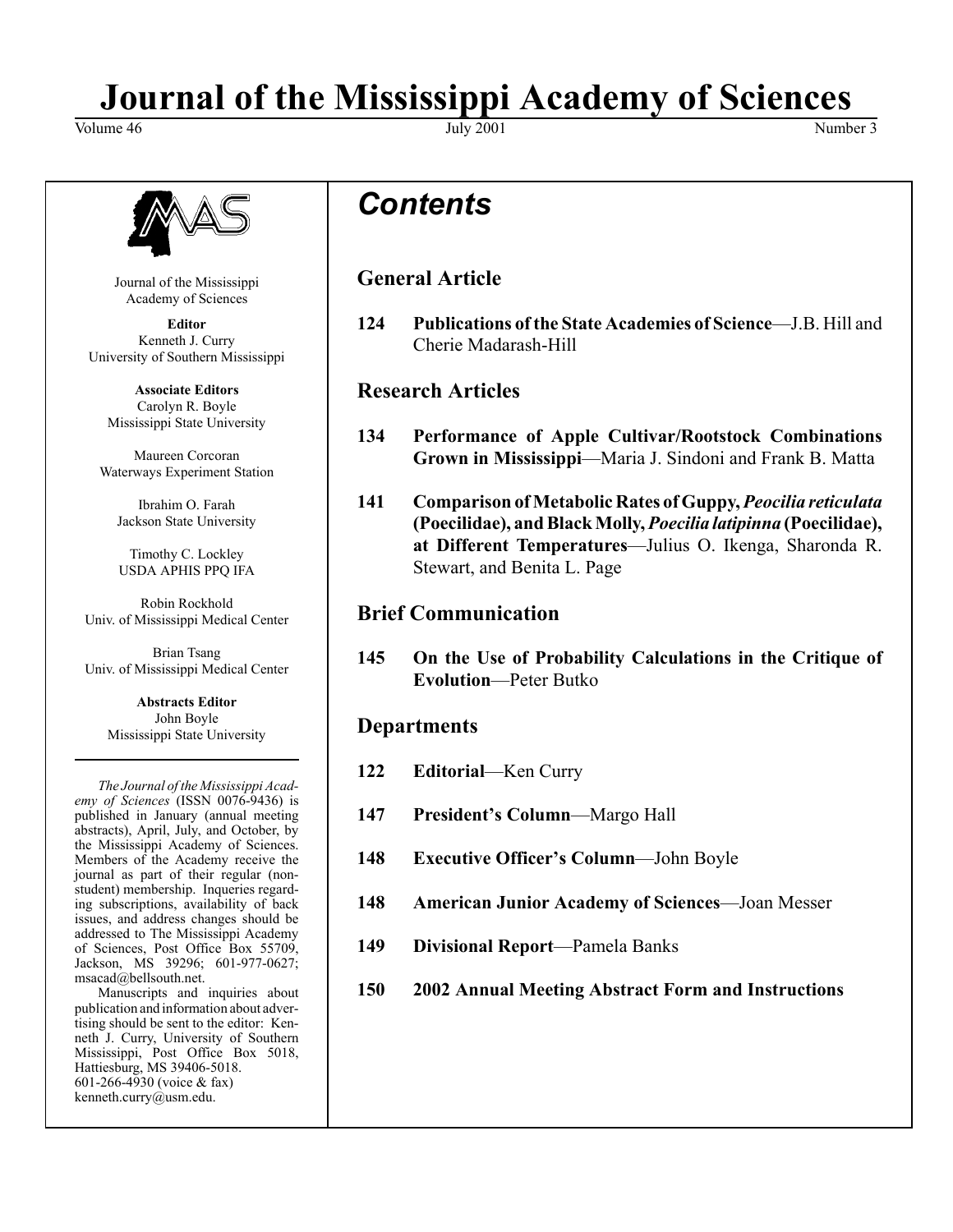# Journal of the Mississippi Academy of Sciences

Volume 46 July 2001 Number 3

Journal of the Mississippi Academy of Sciences

**Editor**
Kenneth J. Curry
University of Southern Mississippi

**Associate Editors**
Carolyn R. Boyle
Mississippi State University

Maureen Corcoran
Waterways Experiment Station

Ibrahim O. Farah
Jackson State University

Timothy C. Lockley
USDA APHIS PPQ IFA

Robin Rockhold
Univ. of Mississippi Medical Center

Brian Tsang
Univ. of Mississippi Medical Center

**Abstracts Editor**
John Boyle
Mississippi State University

*The Journal of the Mississippi Academy of Sciences* (ISSN 0076-9436) is published in January (annual meeting abstracts), April, July, and October, by the Mississippi Academy of Sciences. Members of the Academy receive the journal as part of their regular (non-student) membership. Inqueries regarding subscriptions, availability of back issues, and address changes should be addressed to The Mississippi Academy of Sciences, Post Office Box 55709, Jackson, MS 39296; 601-977-0627; msacad@bellsouth.net.

Manuscripts and inquiries about publication and information about advertising should be sent to the editor: Kenneth J. Curry, University of Southern Mississippi, Post Office Box 5018, Hattiesburg, MS 39406-5018. 601-266-4930 (voice & fax) kenneth.curry@usm.edu.

## *Contents*

### General Article

**124** **Publications of the State Academies of Science**—J.B. Hill and Cherie Madarash-Hill

### Research Articles

**134** **Performance of Apple Cultivar/Rootstock Combinations Grown in Mississippi**—Maria J. Sindoni and Frank B. Matta

**141** **Comparison of Metabolic Rates of Guppy, *Peocilia reticulata* (Poecilidae), and Black Molly, *Poecilia latipinna* (Poecilidae), at Different Temperatures**—Julius O. Ikenga, Sharonda R. Stewart, and Benita L. Page

### Brief Communication

**145** **On the Use of Probability Calculations in the Critique of Evolution**—Peter Butko

### Departments

**122** **Editorial**—Ken Curry

**147** **President's Column**—Margo Hall

**148** **Executive Officer's Column**—John Boyle

**148** **American Junior Academy of Sciences**—Joan Messer

**149** **Divisional Report**—Pamela Banks

**150** **2002 Annual Meeting Abstract Form and Instructions**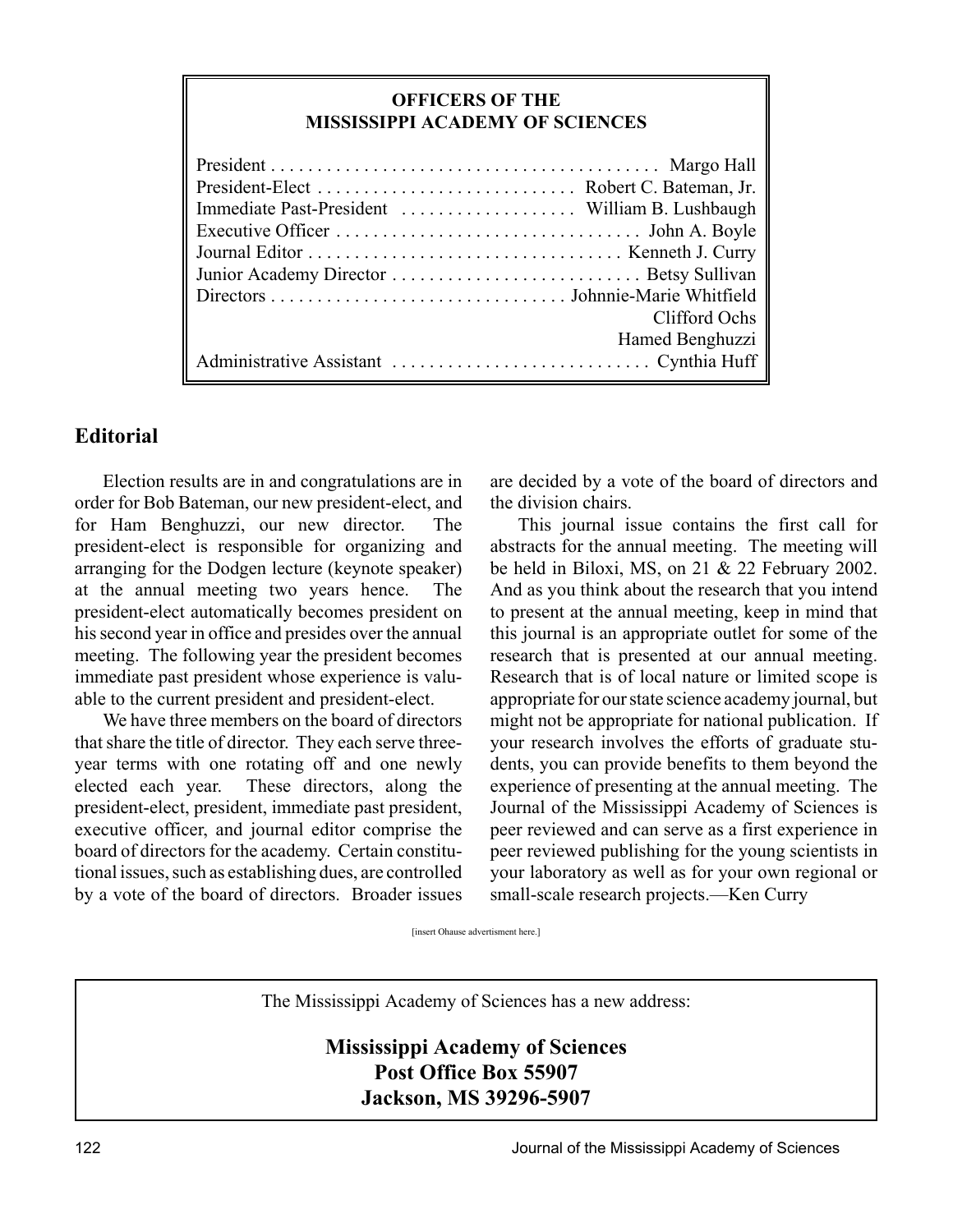## OFFICERS OF THE MISSISSIPPI ACADEMY OF SCIENCES

| Office | Name |
|---|---|
| President | Margo Hall |
| President-Elect | Robert C. Bateman, Jr. |
| Immediate Past-President | William B. Lushbaugh |
| Executive Officer | John A. Boyle |
| Journal Editor | Kenneth J. Curry |
| Junior Academy Director | Betsy Sullivan |
| Directors | Johnnie-Marie Whitfield |
| | Clifford Ochs |
| | Hamed Benghuzzi |
| Administrative Assistant | Cynthia Huff |

## Editorial

Election results are in and congratulations are in order for Bob Bateman, our new president-elect, and for Ham Benghuzzi, our new director. The president-elect is responsible for organizing and arranging for the Dodgen lecture (keynote speaker) at the annual meeting two years hence. The president-elect automatically becomes president on his second year in office and presides over the annual meeting. The following year the president becomes immediate past president whose experience is valuable to the current president and president-elect.

We have three members on the board of directors that share the title of director. They each serve three-year terms with one rotating off and one newly elected each year. These directors, along the president-elect, president, immediate past president, executive officer, and journal editor comprise the board of directors for the academy. Certain constitutional issues, such as establishing dues, are controlled by a vote of the board of directors. Broader issues are decided by a vote of the board of directors and the division chairs.

This journal issue contains the first call for abstracts for the annual meeting. The meeting will be held in Biloxi, MS, on 21 & 22 February 2002. And as you think about the research that you intend to present at the annual meeting, keep in mind that this journal is an appropriate outlet for some of the research that is presented at our annual meeting. Research that is of local nature or limited scope is appropriate for our state science academy journal, but might not be appropriate for national publication. If your research involves the efforts of graduate students, you can provide benefits to them beyond the experience of presenting at the annual meeting. The Journal of the Mississippi Academy of Sciences is peer reviewed and can serve as a first experience in peer reviewed publishing for the young scientists in your laboratory as well as for your own regional or small-scale research projects.—Ken Curry

[insert Ohause advertisment here.]

The Mississippi Academy of Sciences has a new address:

**Mississippi Academy of Sciences**
**Post Office Box 55907**
**Jackson, MS 39296-5907**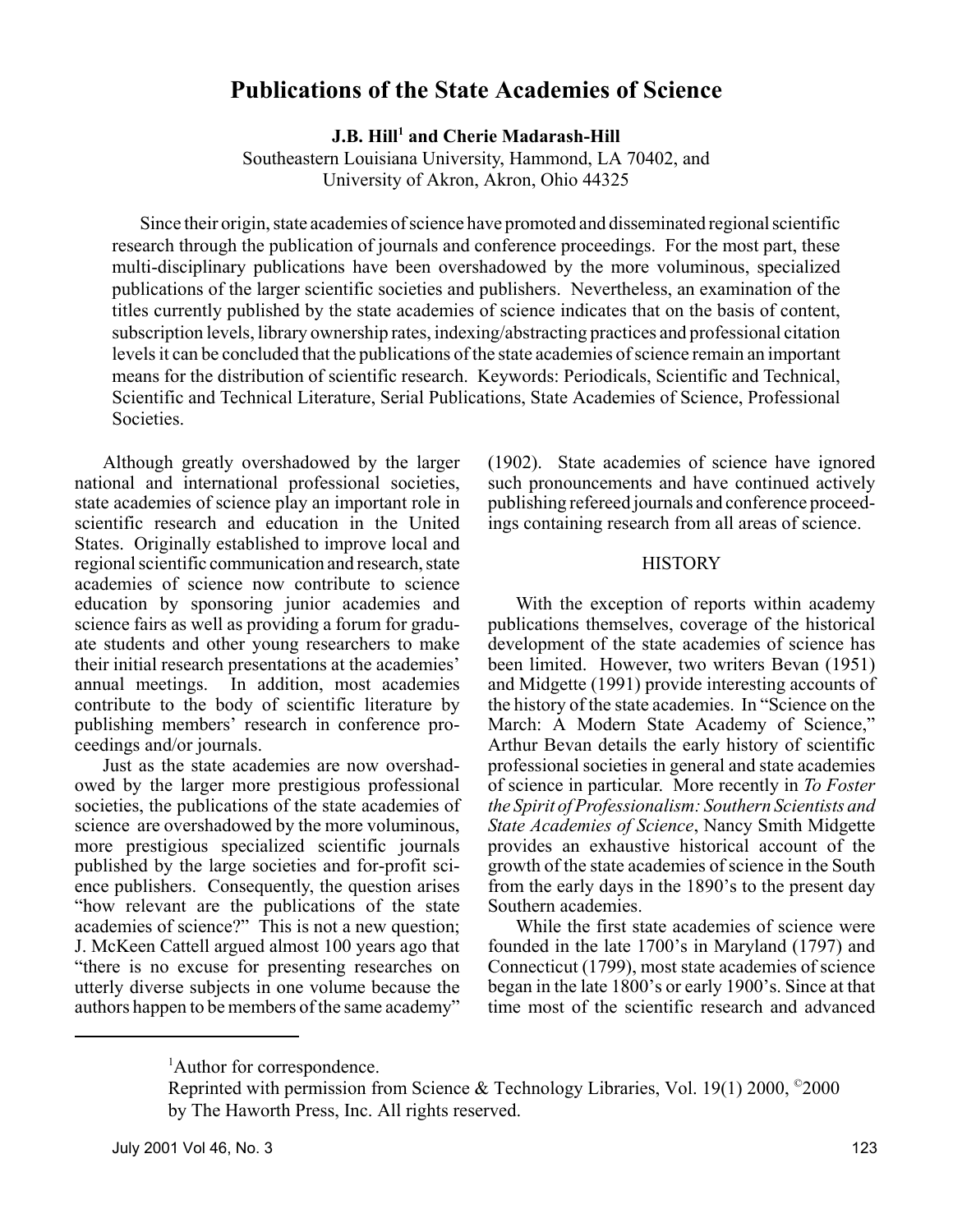# Publications of the State Academies of Science

**J.B. Hill[1] and Cherie Madarash-Hill**

Southeastern Louisiana University, Hammond, LA 70402, and
University of Akron, Akron, Ohio 44325

Since their origin, state academies of science have promoted and disseminated regional scientific research through the publication of journals and conference proceedings. For the most part, these multi-disciplinary publications have been overshadowed by the more voluminous, specialized publications of the larger scientific societies and publishers. Nevertheless, an examination of the titles currently published by the state academies of science indicates that on the basis of content, subscription levels, library ownership rates, indexing/abstracting practices and professional citation levels it can be concluded that the publications of the state academies of science remain an important means for the distribution of scientific research. Keywords: Periodicals, Scientific and Technical, Scientific and Technical Literature, Serial Publications, State Academies of Science, Professional Societies.

Although greatly overshadowed by the larger national and international professional societies, state academies of science play an important role in scientific research and education in the United States. Originally established to improve local and regional scientific communication and research, state academies of science now contribute to science education by sponsoring junior academies and science fairs as well as providing a forum for graduate students and other young researchers to make their initial research presentations at the academies' annual meetings. In addition, most academies contribute to the body of scientific literature by publishing members' research in conference proceedings and/or journals.

Just as the state academies are now overshadowed by the larger more prestigious professional societies, the publications of the state academies of science are overshadowed by the more voluminous, more prestigious specialized scientific journals published by the large societies and for-profit science publishers. Consequently, the question arises "how relevant are the publications of the state academies of science?" This is not a new question; J. McKeen Cattell argued almost 100 years ago that "there is no excuse for presenting researches on utterly diverse subjects in one volume because the authors happen to be members of the same academy" (1902). State academies of science have ignored such pronouncements and have continued actively publishing refereed journals and conference proceedings containing research from all areas of science.

## HISTORY

With the exception of reports within academy publications themselves, coverage of the historical development of the state academies of science has been limited. However, two writers Bevan (1951) and Midgette (1991) provide interesting accounts of the history of the state academies. In "Science on the March: A Modern State Academy of Science," Arthur Bevan details the early history of scientific professional societies in general and state academies of science in particular. More recently in *To Foster the Spirit of Professionalism: Southern Scientists and State Academies of Science*, Nancy Smith Midgette provides an exhaustive historical account of the growth of the state academies of science in the South from the early days in the 1890's to the present day Southern academies.

While the first state academies of science were founded in the late 1700's in Maryland (1797) and Connecticut (1799), most state academies of science began in the late 1800's or early 1900's. Since at that time most of the scientific research and advanced

[1]Author for correspondence.

Reprinted with permission from Science & Technology Libraries, Vol. 19(1) 2000, ©2000 by The Haworth Press, Inc. All rights reserved.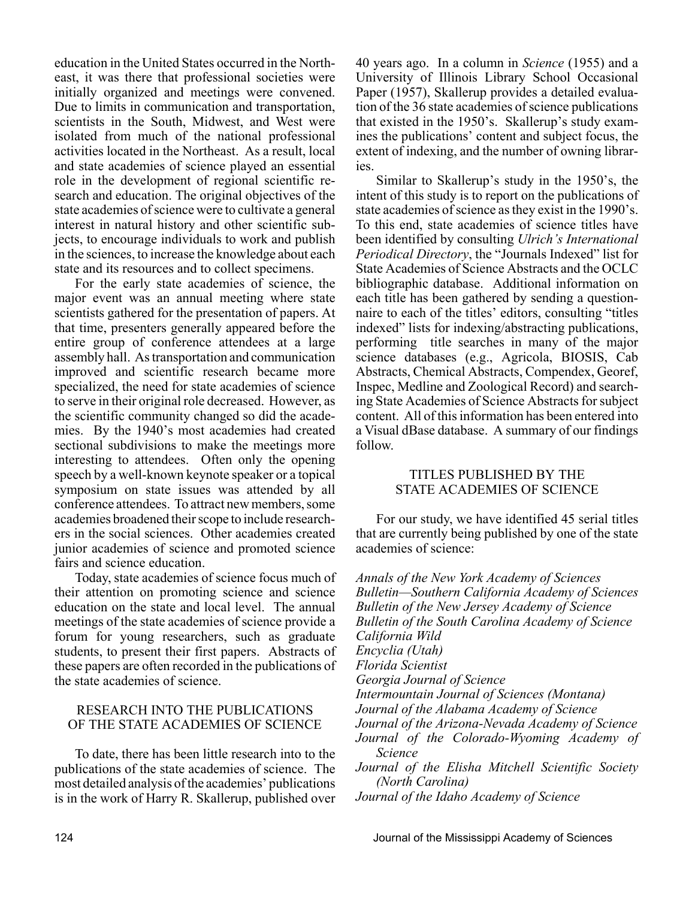education in the United States occurred in the Northeast, it was there that professional societies were initially organized and meetings were convened. Due to limits in communication and transportation, scientists in the South, Midwest, and West were isolated from much of the national professional activities located in the Northeast. As a result, local and state academies of science played an essential role in the development of regional scientific research and education. The original objectives of the state academies of science were to cultivate a general interest in natural history and other scientific subjects, to encourage individuals to work and publish in the sciences, to increase the knowledge about each state and its resources and to collect specimens.

For the early state academies of science, the major event was an annual meeting where state scientists gathered for the presentation of papers. At that time, presenters generally appeared before the entire group of conference attendees at a large assembly hall. As transportation and communication improved and scientific research became more specialized, the need for state academies of science to serve in their original role decreased. However, as the scientific community changed so did the academies. By the 1940's most academies had created sectional subdivisions to make the meetings more interesting to attendees. Often only the opening speech by a well-known keynote speaker or a topical symposium on state issues was attended by all conference attendees. To attract new members, some academies broadened their scope to include researchers in the social sciences. Other academies created junior academies of science and promoted science fairs and science education.

Today, state academies of science focus much of their attention on promoting science and science education on the state and local level. The annual meetings of the state academies of science provide a forum for young researchers, such as graduate students, to present their first papers. Abstracts of these papers are often recorded in the publications of the state academies of science.

## RESEARCH INTO THE PUBLICATIONS OF THE STATE ACADEMIES OF SCIENCE

To date, there has been little research into to the publications of the state academies of science. The most detailed analysis of the academies' publications is in the work of Harry R. Skallerup, published over 40 years ago. In a column in *Science* (1955) and a University of Illinois Library School Occasional Paper (1957), Skallerup provides a detailed evaluation of the 36 state academies of science publications that existed in the 1950's. Skallerup's study examines the publications' content and subject focus, the extent of indexing, and the number of owning libraries.

Similar to Skallerup's study in the 1950's, the intent of this study is to report on the publications of state academies of science as they exist in the 1990's. To this end, state academies of science titles have been identified by consulting *Ulrich's International Periodical Directory*, the "Journals Indexed" list for State Academies of Science Abstracts and the OCLC bibliographic database. Additional information on each title has been gathered by sending a questionnaire to each of the titles' editors, consulting "titles indexed" lists for indexing/abstracting publications, performing title searches in many of the major science databases (e.g., Agricola, BIOSIS, Cab Abstracts, Chemical Abstracts, Compendex, Georef, Inspec, Medline and Zoological Record) and searching State Academies of Science Abstracts for subject content. All of this information has been entered into a Visual dBase database. A summary of our findings follow.

## TITLES PUBLISHED BY THE STATE ACADEMIES OF SCIENCE

For our study, we have identified 45 serial titles that are currently being published by one of the state academies of science:

*Annals of the New York Academy of Sciences*
*Bulletin—Southern California Academy of Sciences*
*Bulletin of the New Jersey Academy of Science*
*Bulletin of the South Carolina Academy of Science*
*California Wild*
*Encyclia (Utah)*
*Florida Scientist*
*Georgia Journal of Science*
*Intermountain Journal of Sciences (Montana)*
*Journal of the Alabama Academy of Science*
*Journal of the Arizona-Nevada Academy of Science*
*Journal of the Colorado-Wyoming Academy of Science*
*Journal of the Elisha Mitchell Scientific Society (North Carolina)*
*Journal of the Idaho Academy of Science*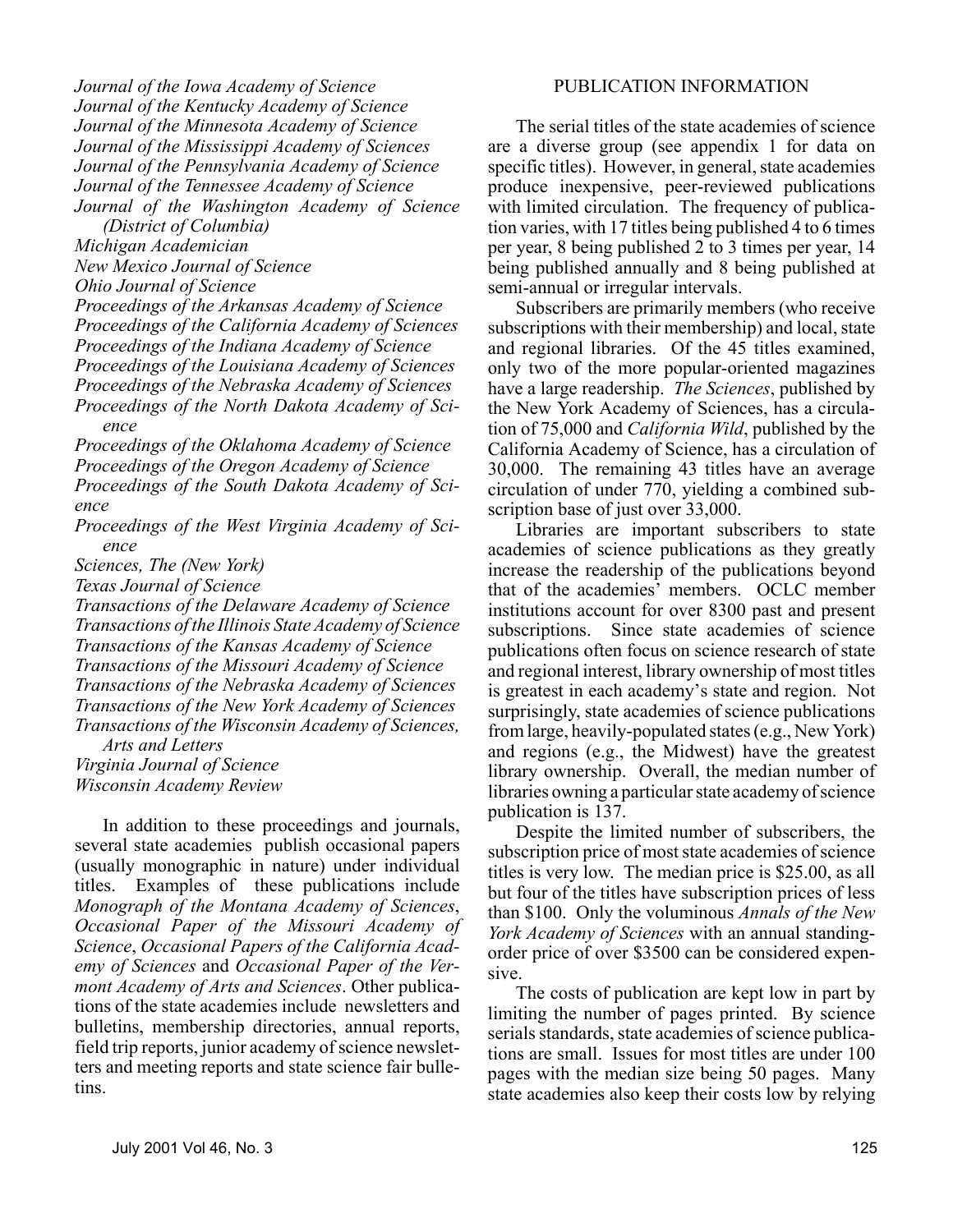*Journal of the Iowa Academy of Science*
*Journal of the Kentucky Academy of Science*
*Journal of the Minnesota Academy of Science*
*Journal of the Mississippi Academy of Sciences*
*Journal of the Pennsylvania Academy of Science*
*Journal of the Tennessee Academy of Science*
*Journal of the Washington Academy of Science (District of Columbia)*
*Michigan Academician*
*New Mexico Journal of Science*
*Ohio Journal of Science*
*Proceedings of the Arkansas Academy of Science*
*Proceedings of the California Academy of Sciences*
*Proceedings of the Indiana Academy of Science*
*Proceedings of the Louisiana Academy of Sciences*
*Proceedings of the Nebraska Academy of Sciences*
*Proceedings of the North Dakota Academy of Science*
*Proceedings of the Oklahoma Academy of Science*
*Proceedings of the Oregon Academy of Science*
*Proceedings of the South Dakota Academy of Science*
*Proceedings of the West Virginia Academy of Science*
*Sciences, The (New York)*
*Texas Journal of Science*
*Transactions of the Delaware Academy of Science*
*Transactions of the Illinois State Academy of Science*
*Transactions of the Kansas Academy of Science*
*Transactions of the Missouri Academy of Science*
*Transactions of the Nebraska Academy of Sciences*
*Transactions of the New York Academy of Sciences*
*Transactions of the Wisconsin Academy of Sciences, Arts and Letters*
*Virginia Journal of Science*
*Wisconsin Academy Review*

In addition to these proceedings and journals, several state academies publish occasional papers (usually monographic in nature) under individual titles. Examples of these publications include *Monograph of the Montana Academy of Sciences*, *Occasional Paper of the Missouri Academy of Science*, *Occasional Papers of the California Academy of Sciences* and *Occasional Paper of the Vermont Academy of Arts and Sciences*. Other publications of the state academies include newsletters and bulletins, membership directories, annual reports, field trip reports, junior academy of science newsletters and meeting reports and state science fair bulletins.

## PUBLICATION INFORMATION

The serial titles of the state academies of science are a diverse group (see appendix 1 for data on specific titles). However, in general, state academies produce inexpensive, peer-reviewed publications with limited circulation. The frequency of publication varies, with 17 titles being published 4 to 6 times per year, 8 being published 2 to 3 times per year, 14 being published annually and 8 being published at semi-annual or irregular intervals.

Subscribers are primarily members (who receive subscriptions with their membership) and local, state and regional libraries. Of the 45 titles examined, only two of the more popular-oriented magazines have a large readership. *The Sciences*, published by the New York Academy of Sciences, has a circulation of 75,000 and *California Wild*, published by the California Academy of Science, has a circulation of 30,000. The remaining 43 titles have an average circulation of under 770, yielding a combined subscription base of just over 33,000.

Libraries are important subscribers to state academies of science publications as they greatly increase the readership of the publications beyond that of the academies' members. OCLC member institutions account for over 8300 past and present subscriptions. Since state academies of science publications often focus on science research of state and regional interest, library ownership of most titles is greatest in each academy's state and region. Not surprisingly, state academies of science publications from large, heavily-populated states (e.g., New York) and regions (e.g., the Midwest) have the greatest library ownership. Overall, the median number of libraries owning a particular state academy of science publication is 137.

Despite the limited number of subscribers, the subscription price of most state academies of science titles is very low. The median price is $25.00, as all but four of the titles have subscription prices of less than $100. Only the voluminous *Annals of the New York Academy of Sciences* with an annual standing-order price of over $3500 can be considered expensive.

The costs of publication are kept low in part by limiting the number of pages printed. By science serials standards, state academies of science publications are small. Issues for most titles are under 100 pages with the median size being 50 pages. Many state academies also keep their costs low by relying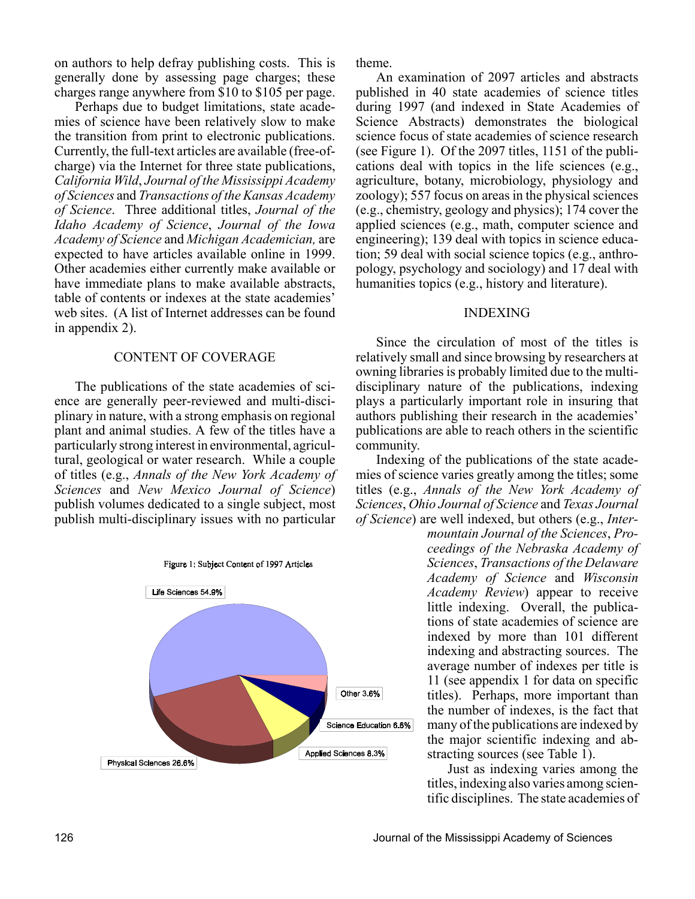on authors to help defray publishing costs. This is generally done by assessing page charges; these charges range anywhere from $10 to $105 per page.

Perhaps due to budget limitations, state academies of science have been relatively slow to make the transition from print to electronic publications. Currently, the full-text articles are available (free-of-charge) via the Internet for three state publications, *California Wild*, *Journal of the Mississippi Academy of Sciences* and *Transactions of the Kansas Academy of Science*. Three additional titles, *Journal of the Idaho Academy of Science*, *Journal of the Iowa Academy of Science* and *Michigan Academician,* are expected to have articles available online in 1999. Other academies either currently make available or have immediate plans to make available abstracts, table of contents or indexes at the state academies' web sites. (A list of Internet addresses can be found in appendix 2).

## CONTENT OF COVERAGE

The publications of the state academies of science are generally peer-reviewed and multi-disciplinary in nature, with a strong emphasis on regional plant and animal studies. A few of the titles have a particularly strong interest in environmental, agricultural, geological or water research. While a couple of titles (e.g., *Annals of the New York Academy of Sciences* and *New Mexico Journal of Science*) publish volumes dedicated to a single subject, most publish multi-disciplinary issues with no particular theme.

An examination of 2097 articles and abstracts published in 40 state academies of science titles during 1997 (and indexed in State Academies of Science Abstracts) demonstrates the biological science focus of state academies of science research (see Figure 1). Of the 2097 titles, 1151 of the publications deal with topics in the life sciences (e.g., agriculture, botany, microbiology, physiology and zoology); 557 focus on areas in the physical sciences (e.g., chemistry, geology and physics); 174 cover the applied sciences (e.g., math, computer science and engineering); 139 deal with topics in science education; 59 deal with social science topics (e.g., anthropology, psychology and sociology) and 17 deal with humanities topics (e.g., history and literature).

Figure 1: Subject Content of 1997 Articles

Life Sciences 54.9%
Physical Sciences 26.6%
Applied Sciences 8.3%
Science Education 6.6%
Other 3.6%

## INDEXING

Since the circulation of most of the titles is relatively small and since browsing by researchers at owning libraries is probably limited due to the multi-disciplinary nature of the publications, indexing plays a particularly important role in insuring that authors publishing their research in the academies' publications are able to reach others in the scientific community.

Indexing of the publications of the state academies of science varies greatly among the titles; some titles (e.g., *Annals of the New York Academy of Sciences*, *Ohio Journal of Science* and *Texas Journal of Science*) are well indexed, but others (e.g., *Intermountain Journal of the Sciences*, *Proceedings of the Nebraska Academy of Sciences*, *Transactions of the Delaware Academy of Science* and *Wisconsin Academy Review*) appear to receive little indexing. Overall, the publications of state academies of science are indexed by more than 101 different indexing and abstracting sources. The average number of indexes per title is 11 (see appendix 1 for data on specific titles). Perhaps, more important than the number of indexes, is the fact that many of the publications are indexed by the major scientific indexing and abstracting sources (see Table 1).

Just as indexing varies among the titles, indexing also varies among scientific disciplines. The state academies of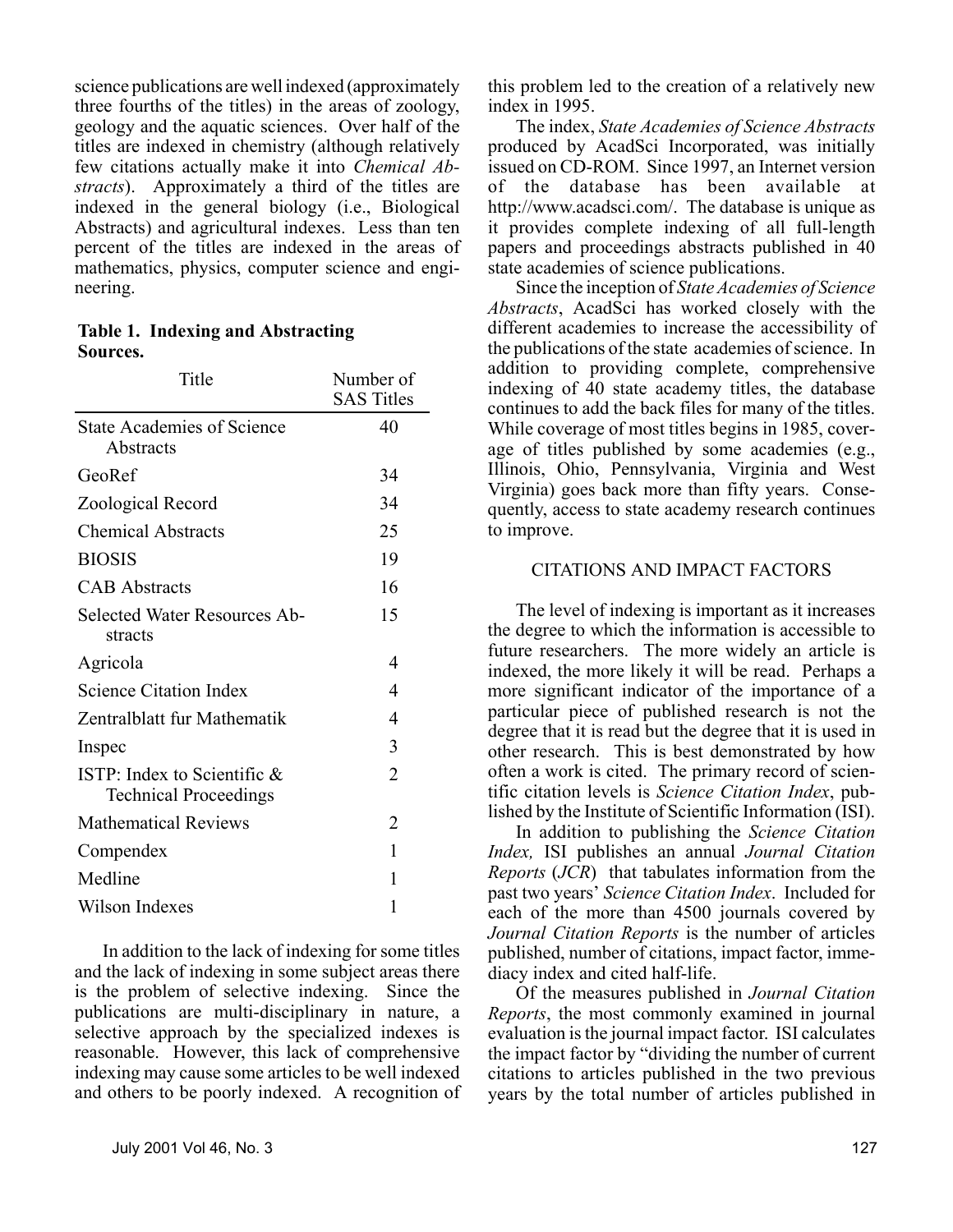science publications are well indexed (approximately three fourths of the titles) in the areas of zoology, geology and the aquatic sciences. Over half of the titles are indexed in chemistry (although relatively few citations actually make it into *Chemical Abstracts*). Approximately a third of the titles are indexed in the general biology (i.e., Biological Abstracts) and agricultural indexes. Less than ten percent of the titles are indexed in the areas of mathematics, physics, computer science and engineering.

**Table 1. Indexing and Abstracting Sources.**

| Title | Number of SAS Titles |
|---|---|
| State Academies of Science Abstracts | 40 |
| GeoRef | 34 |
| Zoological Record | 34 |
| Chemical Abstracts | 25 |
| BIOSIS | 19 |
| CAB Abstracts | 16 |
| Selected Water Resources Abstracts | 15 |
| Agricola | 4 |
| Science Citation Index | 4 |
| Zentralblatt fur Mathematik | 4 |
| Inspec | 3 |
| ISTP: Index to Scientific & Technical Proceedings | 2 |
| Mathematical Reviews | 2 |
| Compendex | 1 |
| Medline | 1 |
| Wilson Indexes | 1 |

In addition to the lack of indexing for some titles and the lack of indexing in some subject areas there is the problem of selective indexing. Since the publications are multi-disciplinary in nature, a selective approach by the specialized indexes is reasonable. However, this lack of comprehensive indexing may cause some articles to be well indexed and others to be poorly indexed. A recognition of this problem led to the creation of a relatively new index in 1995.

The index, *State Academies of Science Abstracts* produced by AcadSci Incorporated, was initially issued on CD-ROM. Since 1997, an Internet version of the database has been available at http://www.acadsci.com/. The database is unique as it provides complete indexing of all full-length papers and proceedings abstracts published in 40 state academies of science publications.

Since the inception of *State Academies of Science Abstracts*, AcadSci has worked closely with the different academies to increase the accessibility of the publications of the state academies of science. In addition to providing complete, comprehensive indexing of 40 state academy titles, the database continues to add the back files for many of the titles. While coverage of most titles begins in 1985, coverage of titles published by some academies (e.g., Illinois, Ohio, Pennsylvania, Virginia and West Virginia) goes back more than fifty years. Consequently, access to state academy research continues to improve.

## CITATIONS AND IMPACT FACTORS

The level of indexing is important as it increases the degree to which the information is accessible to future researchers. The more widely an article is indexed, the more likely it will be read. Perhaps a more significant indicator of the importance of a particular piece of published research is not the degree that it is read but the degree that it is used in other research. This is best demonstrated by how often a work is cited. The primary record of scientific citation levels is *Science Citation Index*, published by the Institute of Scientific Information (ISI).

In addition to publishing the *Science Citation Index,* ISI publishes an annual *Journal Citation Reports* (*JCR*) that tabulates information from the past two years' *Science Citation Index*. Included for each of the more than 4500 journals covered by *Journal Citation Reports* is the number of articles published, number of citations, impact factor, immediacy index and cited half-life.

Of the measures published in *Journal Citation Reports*, the most commonly examined in journal evaluation is the journal impact factor. ISI calculates the impact factor by "dividing the number of current citations to articles published in the two previous years by the total number of articles published in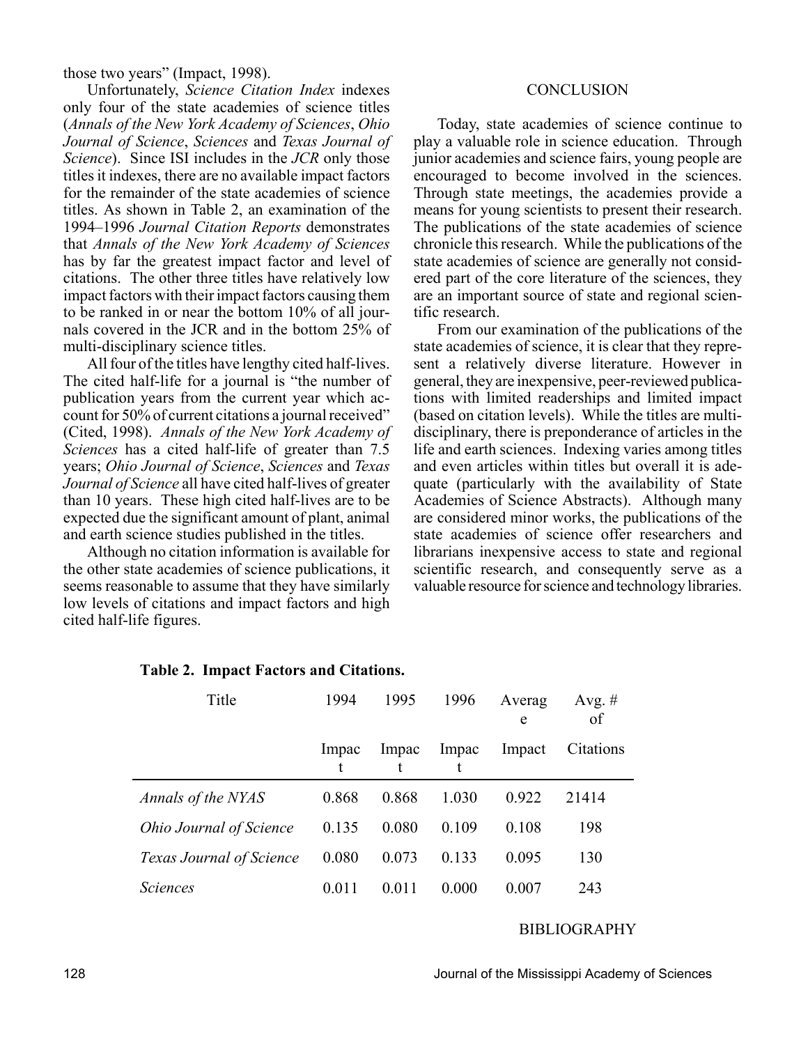those two years" (Impact, 1998).

Unfortunately, *Science Citation Index* indexes only four of the state academies of science titles (*Annals of the New York Academy of Sciences*, *Ohio Journal of Science*, *Sciences* and *Texas Journal of Science*). Since ISI includes in the *JCR* only those titles it indexes, there are no available impact factors for the remainder of the state academies of science titles. As shown in Table 2, an examination of the 1994–1996 *Journal Citation Reports* demonstrates that *Annals of the New York Academy of Sciences* has by far the greatest impact factor and level of citations. The other three titles have relatively low impact factors with their impact factors causing them to be ranked in or near the bottom 10% of all journals covered in the JCR and in the bottom 25% of multi-disciplinary science titles.

All four of the titles have lengthy cited half-lives. The cited half-life for a journal is "the number of publication years from the current year which account for 50% of current citations a journal received" (Cited, 1998). *Annals of the New York Academy of Sciences* has a cited half-life of greater than 7.5 years; *Ohio Journal of Science*, *Sciences* and *Texas Journal of Science* all have cited half-lives of greater than 10 years. These high cited half-lives are to be expected due the significant amount of plant, animal and earth science studies published in the titles.

Although no citation information is available for the other state academies of science publications, it seems reasonable to assume that they have similarly low levels of citations and impact factors and high cited half-life figures.

## CONCLUSION

Today, state academies of science continue to play a valuable role in science education. Through junior academies and science fairs, young people are encouraged to become involved in the sciences. Through state meetings, the academies provide a means for young scientists to present their research. The publications of the state academies of science chronicle this research. While the publications of the state academies of science are generally not considered part of the core literature of the sciences, they are an important source of state and regional scientific research.

From our examination of the publications of the state academies of science, it is clear that they represent a relatively diverse literature. However in general, they are inexpensive, peer-reviewed publications with limited readerships and limited impact (based on citation levels). While the titles are multidisciplinary, there is preponderance of articles in the life and earth sciences. Indexing varies among titles and even articles within titles but overall it is adequate (particularly with the availability of State Academies of Science Abstracts). Although many are considered minor works, the publications of the state academies of science offer researchers and librarians inexpensive access to state and regional scientific research, and consequently serve as a valuable resource for science and technology libraries.

**Table 2. Impact Factors and Citations.**

| Title | 1994 Impact | 1995 Impact | 1996 Impact | Average Impact | Avg. # of Citations |
|---|---|---|---|---|---|
| *Annals of the NYAS* | 0.868 | 0.868 | 1.030 | 0.922 | 21414 |
| *Ohio Journal of Science* | 0.135 | 0.080 | 0.109 | 0.108 | 198 |
| *Texas Journal of Science* | 0.080 | 0.073 | 0.133 | 0.095 | 130 |
| *Sciences* | 0.011 | 0.011 | 0.000 | 0.007 | 243 |

## BIBLIOGRAPHY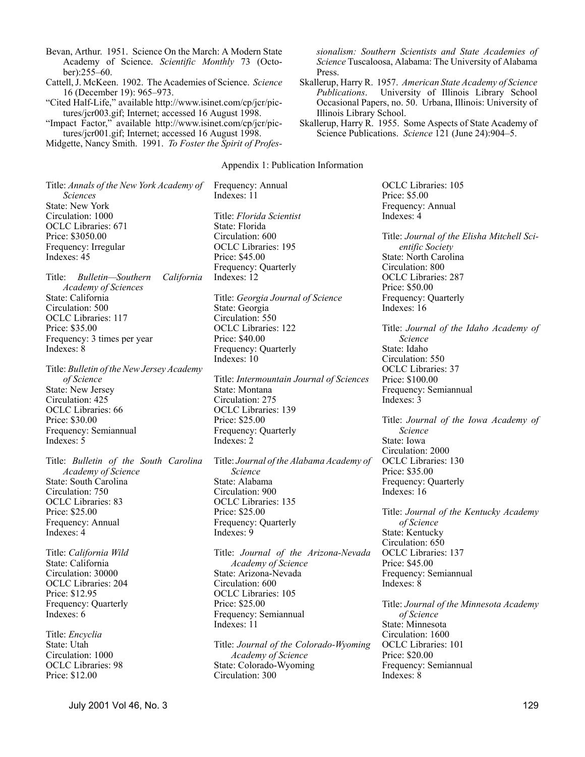Bevan, Arthur. 1951. Science On the March: A Modern State Academy of Science. *Scientific Monthly* 73 (October):255–60.

Cattell, J. McKeen. 1902. The Academies of Science. *Science* 16 (December 19): 965–973.

"Cited Half-Life," available http://www.isinet.com/cp/jcr/pictures/jcr003.gif; Internet; accessed 16 August 1998.

"Impact Factor," available http://www.isinet.com/cp/jcr/pictures/jcr001.gif; Internet; accessed 16 August 1998.

Midgette, Nancy Smith. 1991. *To Foster the Spirit of Professionalism: Southern Scientists and State Academies of Science* Tuscaloosa, Alabama: The University of Alabama Press.

Skallerup, Harry R. 1957. *American State Academy of Science Publications*. University of Illinois Library School Occasional Papers, no. 50. Urbana, Illinois: University of Illinois Library School.

Skallerup, Harry R. 1955. Some Aspects of State Academy of Science Publications. *Science* 121 (June 24):904–5.

## Appendix 1: Publication Information

Title: *Annals of the New York Academy of Sciences*
State: New York
Circulation: 1000
OCLC Libraries: 671
Price: $3050.00
Frequency: Irregular
Indexes: 45

Title: *Bulletin—Southern California Academy of Sciences*
State: California
Circulation: 500
OCLC Libraries: 117
Price: $35.00
Frequency: 3 times per year
Indexes: 8

Title: *Bulletin of the New Jersey Academy of Science*
State: New Jersey
Circulation: 425
OCLC Libraries: 66
Price: $30.00
Frequency: Semiannual
Indexes: 5

Title: *Bulletin of the South Carolina Academy of Science*
State: South Carolina
Circulation: 750
OCLC Libraries: 83
Price: $25.00
Frequency: Annual
Indexes: 4

Title: *California Wild*
State: California
Circulation: 30000
OCLC Libraries: 204
Price: $12.95
Frequency: Quarterly
Indexes: 6

Title: *Encyclia*
State: Utah
Circulation: 1000
OCLC Libraries: 98
Price: $12.00
Frequency: Annual
Indexes: 11

Title: *Florida Scientist*
State: Florida
Circulation: 600
OCLC Libraries: 195
Price: $45.00
Frequency: Quarterly
Indexes: 12

Title: *Georgia Journal of Science*
State: Georgia
Circulation: 550
OCLC Libraries: 122
Price: $40.00
Frequency: Quarterly
Indexes: 10

Title: *Intermountain Journal of Sciences*
State: Montana
Circulation: 275
OCLC Libraries: 139
Price: $25.00
Frequency: Quarterly
Indexes: 2

Title: *Journal of the Alabama Academy of Science*
State: Alabama
Circulation: 900
OCLC Libraries: 135
Price: $25.00
Frequency: Quarterly
Indexes: 9

Title: *Journal of the Arizona-Nevada Academy of Science*
State: Arizona-Nevada
Circulation: 600
OCLC Libraries: 105
Price: $25.00
Frequency: Semiannual
Indexes: 11

Title: *Journal of the Colorado-Wyoming Academy of Science*
State: Colorado-Wyoming
Circulation: 300
OCLC Libraries: 105
Price: $5.00
Frequency: Annual
Indexes: 4

Title: *Journal of the Elisha Mitchell Scientific Society*
State: North Carolina
Circulation: 800
OCLC Libraries: 287
Price: $50.00
Frequency: Quarterly
Indexes: 16

Title: *Journal of the Idaho Academy of Science*
State: Idaho
Circulation: 550
OCLC Libraries: 37
Price: $100.00
Frequency: Semiannual
Indexes: 3

Title: *Journal of the Iowa Academy of Science*
State: Iowa
Circulation: 2000
OCLC Libraries: 130
Price: $35.00
Frequency: Quarterly
Indexes: 16

Title: *Journal of the Kentucky Academy of Science*
State: Kentucky
Circulation: 650
OCLC Libraries: 137
Price: $45.00
Frequency: Semiannual
Indexes: 8

Title: *Journal of the Minnesota Academy of Science*
State: Minnesota
Circulation: 1600
OCLC Libraries: 101
Price: $20.00
Frequency: Semiannual
Indexes: 8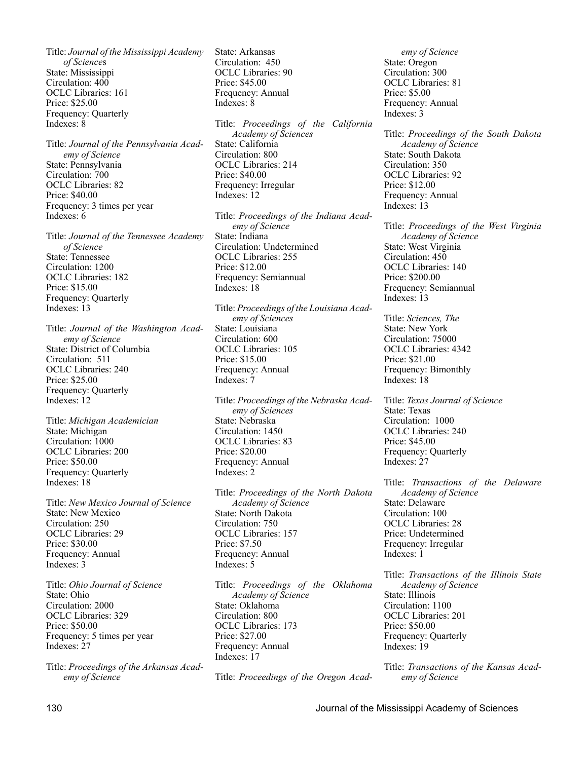Title: *Journal of the Mississippi Academy of Sciences*
State: Mississippi
Circulation: 400
OCLC Libraries: 161
Price: $25.00
Frequency: Quarterly
Indexes: 8

Title: *Journal of the Pennsylvania Academy of Science*
State: Pennsylvania
Circulation: 700
OCLC Libraries: 82
Price: $40.00
Frequency: 3 times per year
Indexes: 6

Title: *Journal of the Tennessee Academy of Science*
State: Tennessee
Circulation: 1200
OCLC Libraries: 182
Price: $15.00
Frequency: Quarterly
Indexes: 13

Title: *Journal of the Washington Academy of Science*
State: District of Columbia
Circulation: 511
OCLC Libraries: 240
Price: $25.00
Frequency: Quarterly
Indexes: 12

Title: *Michigan Academician*
State: Michigan
Circulation: 1000
OCLC Libraries: 200
Price: $50.00
Frequency: Quarterly
Indexes: 18

Title: *New Mexico Journal of Science*
State: New Mexico
Circulation: 250
OCLC Libraries: 29
Price: $30.00
Frequency: Annual
Indexes: 3

Title: *Ohio Journal of Science*
State: Ohio
Circulation: 2000
OCLC Libraries: 329
Price: $50.00
Frequency: 5 times per year
Indexes: 27

Title: *Proceedings of the Arkansas Academy of Science*
State: Arkansas
Circulation: 450
OCLC Libraries: 90
Price: $45.00
Frequency: Annual
Indexes: 8

Title: *Proceedings of the California Academy of Sciences*
State: California
Circulation: 800
OCLC Libraries: 214
Price: $40.00
Frequency: Irregular
Indexes: 12

Title: *Proceedings of the Indiana Academy of Science*
State: Indiana
Circulation: Undetermined
OCLC Libraries: 255
Price: $12.00
Frequency: Semiannual
Indexes: 18

Title: *Proceedings of the Louisiana Academy of Sciences*
State: Louisiana
Circulation: 600
OCLC Libraries: 105
Price: $15.00
Frequency: Annual
Indexes: 7

Title: *Proceedings of the Nebraska Academy of Sciences*
State: Nebraska
Circulation: 1450
OCLC Libraries: 83
Price: $20.00
Frequency: Annual
Indexes: 2

Title: *Proceedings of the North Dakota Academy of Science*
State: North Dakota
Circulation: 750
OCLC Libraries: 157
Price: $7.50
Frequency: Annual
Indexes: 5

Title: *Proceedings of the Oklahoma Academy of Science*
State: Oklahoma
Circulation: 800
OCLC Libraries: 173
Price: $27.00
Frequency: Annual
Indexes: 17

Title: *Proceedings of the Oregon Academy of Science*
State: Oregon
Circulation: 300
OCLC Libraries: 81
Price: $5.00
Frequency: Annual
Indexes: 3

Title: *Proceedings of the South Dakota Academy of Science*
State: South Dakota
Circulation: 350
OCLC Libraries: 92
Price: $12.00
Frequency: Annual
Indexes: 13

Title: *Proceedings of the West Virginia Academy of Science*
State: West Virginia
Circulation: 450
OCLC Libraries: 140
Price: $200.00
Frequency: Semiannual
Indexes: 13

Title: *Sciences, The*
State: New York
Circulation: 75000
OCLC Libraries: 4342
Price: $21.00
Frequency: Bimonthly
Indexes: 18

Title: *Texas Journal of Science*
State: Texas
Circulation: 1000
OCLC Libraries: 240
Price: $45.00
Frequency: Quarterly
Indexes: 27

Title: *Transactions of the Delaware Academy of Science*
State: Delaware
Circulation: 100
OCLC Libraries: 28
Price: Undetermined
Frequency: Irregular
Indexes: 1

Title: *Transactions of the Illinois State Academy of Science*
State: Illinois
Circulation: 1100
OCLC Libraries: 201
Price: $50.00
Frequency: Quarterly
Indexes: 19

Title: *Transactions of the Kansas Academy of Science*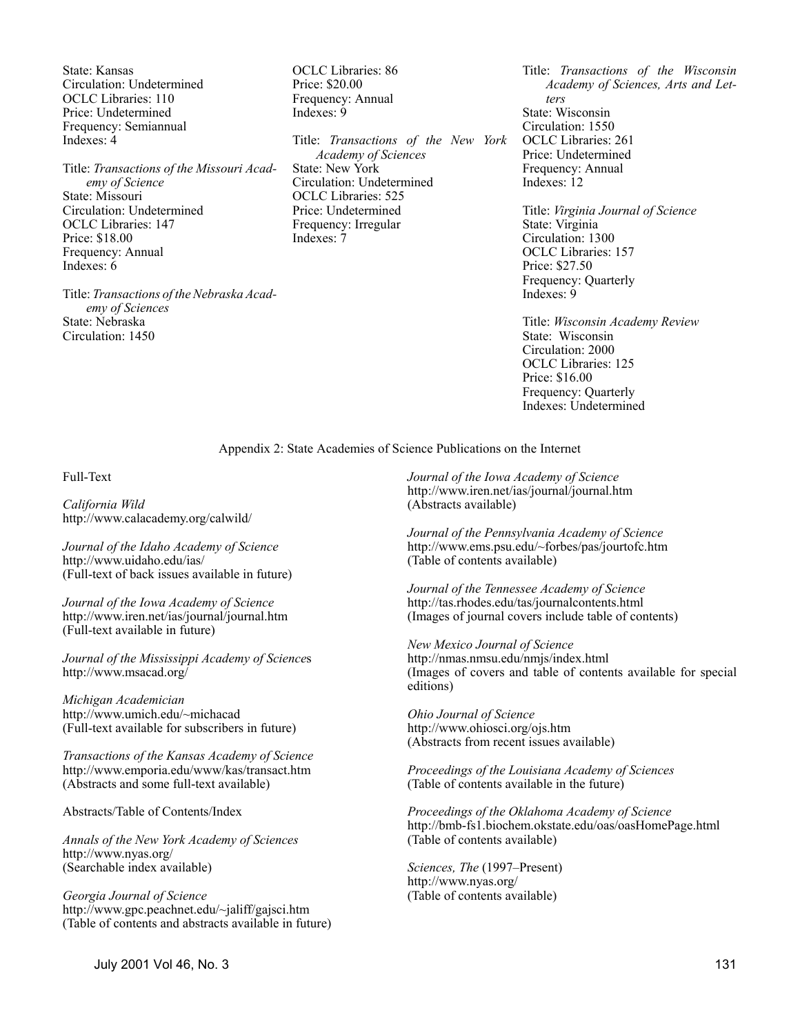State: Kansas
Circulation: Undetermined
OCLC Libraries: 110
Price: Undetermined
Frequency: Semiannual
Indexes: 4

Title: *Transactions of the Missouri Academy of Science*
State: Missouri
Circulation: Undetermined
OCLC Libraries: 147
Price: $18.00
Frequency: Annual
Indexes: 6

Title: *Transactions of the Nebraska Academy of Sciences*
State: Nebraska
Circulation: 1450
OCLC Libraries: 86
Price: $20.00
Frequency: Annual
Indexes: 9

Title: *Transactions of the New York Academy of Sciences*
State: New York
Circulation: Undetermined
OCLC Libraries: 525
Price: Undetermined
Frequency: Irregular
Indexes: 7

Title: *Transactions of the Wisconsin Academy of Sciences, Arts and Letters*
State: Wisconsin
Circulation: 1550
OCLC Libraries: 261
Price: Undetermined
Frequency: Annual
Indexes: 12

Title: *Virginia Journal of Science*
State: Virginia
Circulation: 1300
OCLC Libraries: 157
Price: $27.50
Frequency: Quarterly
Indexes: 9

Title: *Wisconsin Academy Review*
State: Wisconsin
Circulation: 2000
OCLC Libraries: 125
Price: $16.00
Frequency: Quarterly
Indexes: Undetermined

## Appendix 2: State Academies of Science Publications on the Internet

### Full-Text

*California Wild*
http://www.calacademy.org/calwild/

*Journal of the Idaho Academy of Science*
http://www.uidaho.edu/ias/
(Full-text of back issues available in future)

*Journal of the Iowa Academy of Science*
http://www.iren.net/ias/journal/journal.htm
(Full-text available in future)

*Journal of the Mississippi Academy of Sciences*
http://www.msacad.org/

*Michigan Academician*
http://www.umich.edu/~michacad
(Full-text available for subscribers in future)

*Transactions of the Kansas Academy of Science*
http://www.emporia.edu/www/kas/transact.htm
(Abstracts and some full-text available)

### Abstracts/Table of Contents/Index

*Annals of the New York Academy of Sciences*
http://www.nyas.org/
(Searchable index available)

*Georgia Journal of Science*
http://www.gpc.peachnet.edu/~jaliff/gajsci.htm
(Table of contents and abstracts available in future)

*Journal of the Iowa Academy of Science*
http://www.iren.net/ias/journal/journal.htm
(Abstracts available)

*Journal of the Pennsylvania Academy of Science*
http://www.ems.psu.edu/~forbes/pas/jourtofc.htm
(Table of contents available)

*Journal of the Tennessee Academy of Science*
http://tas.rhodes.edu/tas/journalcontents.html
(Images of journal covers include table of contents)

*New Mexico Journal of Science*
http://nmas.nmsu.edu/nmjs/index.html
(Images of covers and table of contents available for special editions)

*Ohio Journal of Science*
http://www.ohiosci.org/ojs.htm
(Abstracts from recent issues available)

*Proceedings of the Louisiana Academy of Sciences*
(Table of contents available in the future)

*Proceedings of the Oklahoma Academy of Science*
http://bmb-fs1.biochem.okstate.edu/oas/oasHomePage.html
(Table of contents available)

*Sciences, The* (1997–Present)
http://www.nyas.org/
(Table of contents available)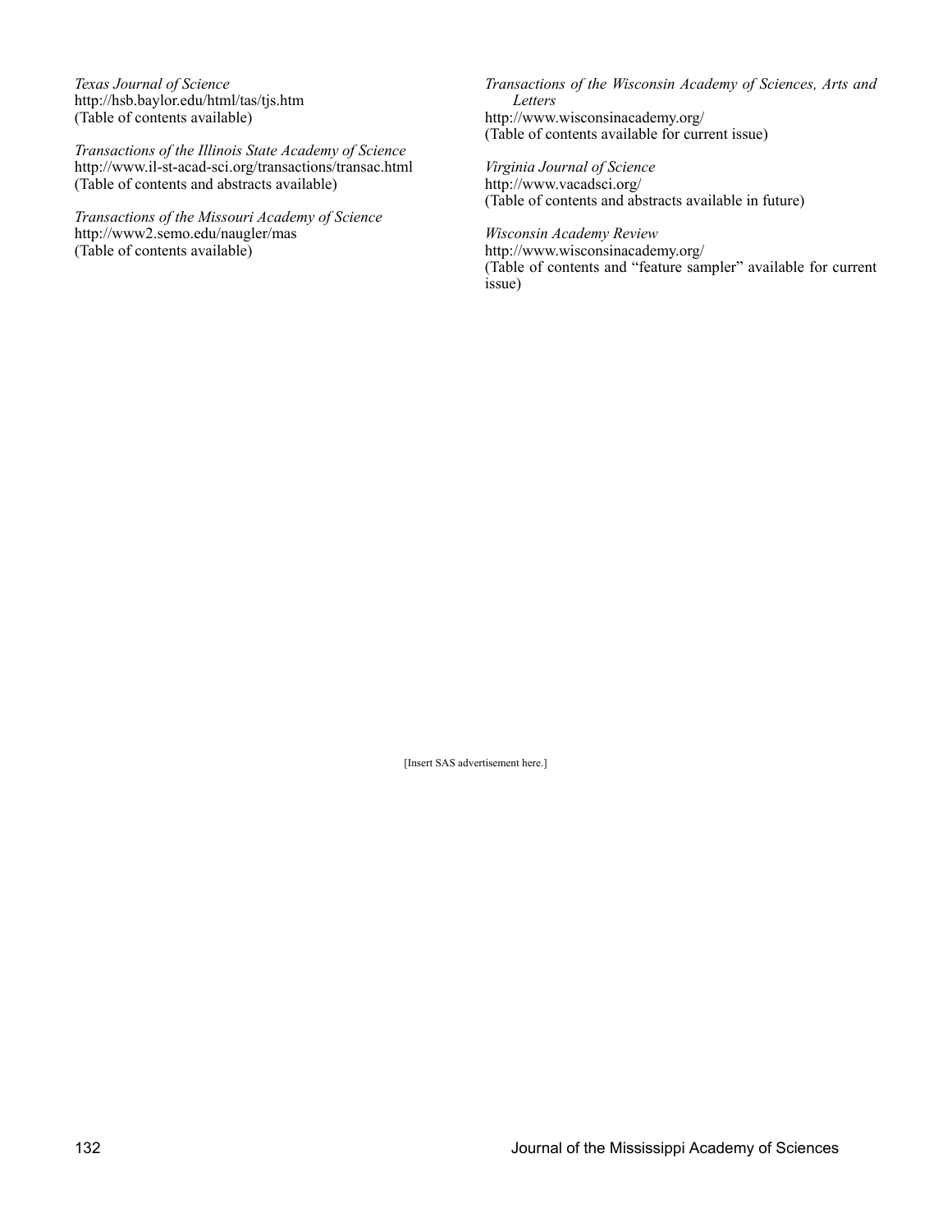*Texas Journal of Science*
http://hsb.baylor.edu/html/tas/tjs.htm
(Table of contents available)

*Transactions of the Illinois State Academy of Science*
http://www.il-st-acad-sci.org/transactions/transac.html
(Table of contents and abstracts available)

*Transactions of the Missouri Academy of Science*
http://www2.semo.edu/naugler/mas
(Table of contents available)

*Transactions of the Wisconsin Academy of Sciences, Arts and Letters*
http://www.wisconsinacademy.org/
(Table of contents available for current issue)

*Virginia Journal of Science*
http://www.vacadsci.org/
(Table of contents and abstracts available in future)

*Wisconsin Academy Review*
http://www.wisconsinacademy.org/
(Table of contents and "feature sampler" available for current issue)

[Insert SAS advertisement here.]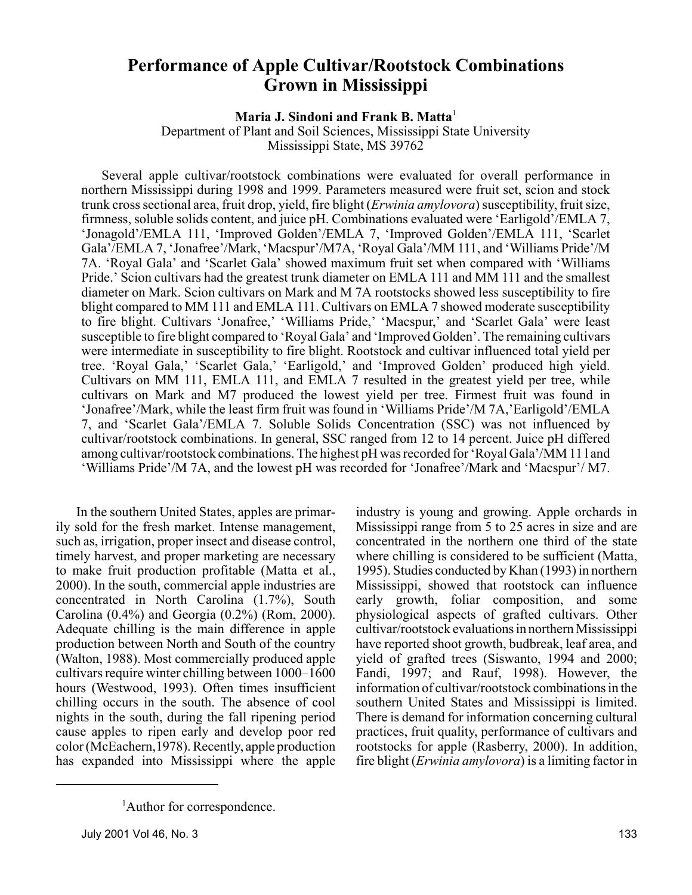# Performance of Apple Cultivar/Rootstock Combinations Grown in Mississippi

**Maria J. Sindoni and Frank B. Matta**[1]
Department of Plant and Soil Sciences, Mississippi State University
Mississippi State, MS 39762

Several apple cultivar/rootstock combinations were evaluated for overall performance in northern Mississippi during 1998 and 1999. Parameters measured were fruit set, scion and stock trunk cross sectional area, fruit drop, yield, fire blight (*Erwinia amylovora*) susceptibility, fruit size, firmness, soluble solids content, and juice pH. Combinations evaluated were 'Earligold'/EMLA 7, 'Jonagold'/EMLA 111, 'Improved Golden'/EMLA 7, 'Improved Golden'/EMLA 111, 'Scarlet Gala'/EMLA 7, 'Jonafree'/Mark, 'Macspur'/M7A, 'Royal Gala'/MM 111, and 'Williams Pride'/M 7A. 'Royal Gala' and 'Scarlet Gala' showed maximum fruit set when compared with 'Williams Pride.' Scion cultivars had the greatest trunk diameter on EMLA 111 and MM 111 and the smallest diameter on Mark. Scion cultivars on Mark and M 7A rootstocks showed less susceptibility to fire blight compared to MM 111 and EMLA 111. Cultivars on EMLA 7 showed moderate susceptibility to fire blight. Cultivars 'Jonafree,' 'Williams Pride,' 'Macspur,' and 'Scarlet Gala' were least susceptible to fire blight compared to 'Royal Gala' and 'Improved Golden'. The remaining cultivars were intermediate in susceptibility to fire blight. Rootstock and cultivar influenced total yield per tree. 'Royal Gala,' 'Scarlet Gala,' 'Earligold,' and 'Improved Golden' produced high yield. Cultivars on MM 111, EMLA 111, and EMLA 7 resulted in the greatest yield per tree, while cultivars on Mark and M7 produced the lowest yield per tree. Firmest fruit was found in 'Jonafree'/Mark, while the least firm fruit was found in 'Williams Pride'/M 7A,'Earligold'/EMLA 7, and 'Scarlet Gala'/EMLA 7. Soluble Solids Concentration (SSC) was not influenced by cultivar/rootstock combinations. In general, SSC ranged from 12 to 14 percent. Juice pH differed among cultivar/rootstock combinations. The highest pH was recorded for 'Royal Gala'/MM 111and 'Williams Pride'/M 7A, and the lowest pH was recorded for 'Jonafree'/Mark and 'Macspur'/ M7.

In the southern United States, apples are primarily sold for the fresh market. Intense management, such as, irrigation, proper insect and disease control, timely harvest, and proper marketing are necessary to make fruit production profitable (Matta et al., 2000). In the south, commercial apple industries are concentrated in North Carolina (1.7%), South Carolina (0.4%) and Georgia (0.2%) (Rom, 2000). Adequate chilling is the main difference in apple production between North and South of the country (Walton, 1988). Most commercially produced apple cultivars require winter chilling between 1000–1600 hours (Westwood, 1993). Often times insufficient chilling occurs in the south. The absence of cool nights in the south, during the fall ripening period cause apples to ripen early and develop poor red color (McEachern,1978). Recently, apple production has expanded into Mississippi where the apple industry is young and growing. Apple orchards in Mississippi range from 5 to 25 acres in size and are concentrated in the northern one third of the state where chilling is considered to be sufficient (Matta, 1995). Studies conducted by Khan (1993) in northern Mississippi, showed that rootstock can influence early growth, foliar composition, and some physiological aspects of grafted cultivars. Other cultivar/rootstock evaluations in northern Mississippi have reported shoot growth, budbreak, leaf area, and yield of grafted trees (Siswanto, 1994 and 2000; Fandi, 1997; and Rauf, 1998). However, the information of cultivar/rootstock combinations in the southern United States and Mississippi is limited. There is demand for information concerning cultural practices, fruit quality, performance of cultivars and rootstocks for apple (Rasberry, 2000). In addition, fire blight (*Erwinia amylovora*) is a limiting factor in

[1]Author for correspondence.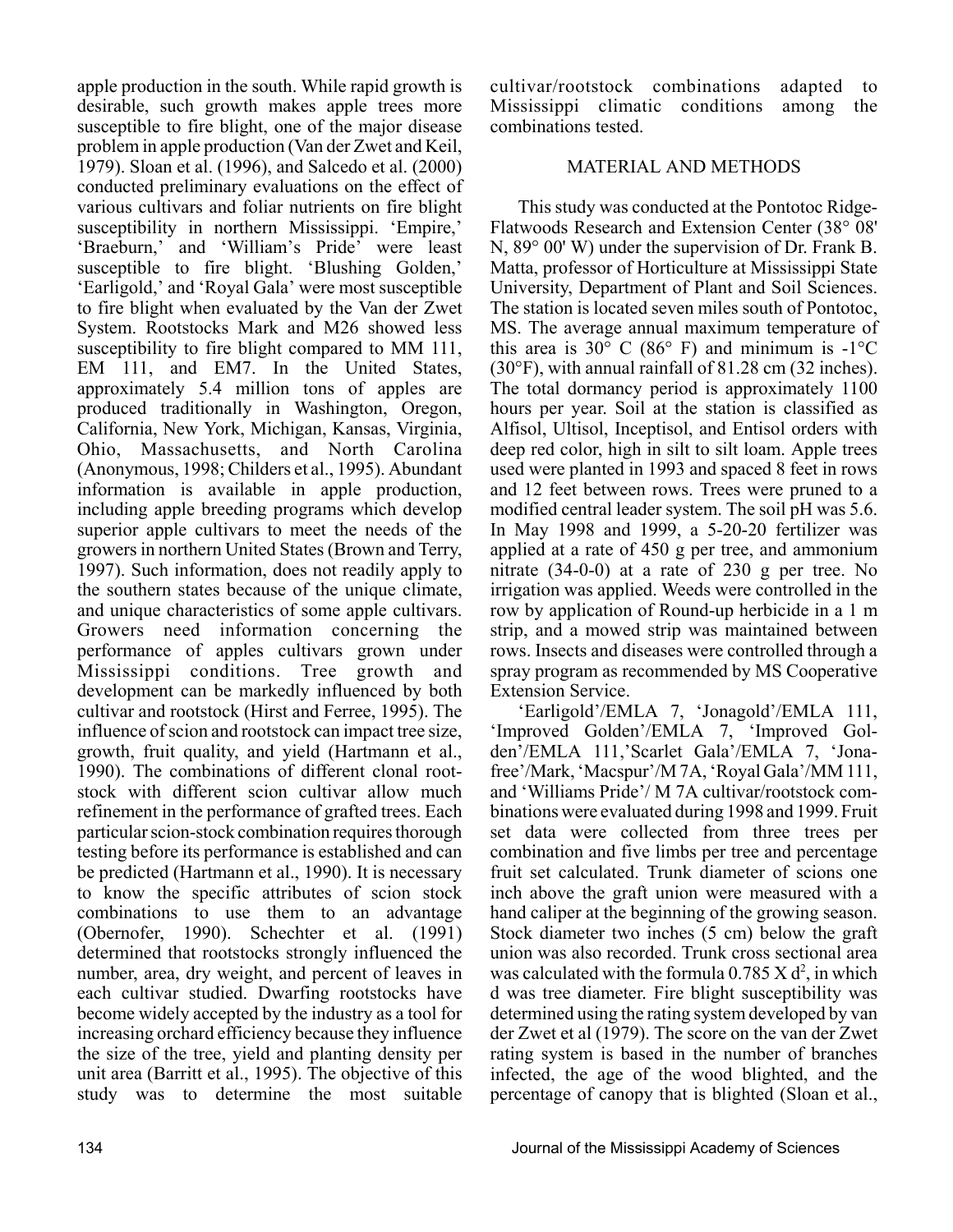apple production in the south. While rapid growth is desirable, such growth makes apple trees more susceptible to fire blight, one of the major disease problem in apple production (Van der Zwet and Keil, 1979). Sloan et al. (1996), and Salcedo et al. (2000) conducted preliminary evaluations on the effect of various cultivars and foliar nutrients on fire blight susceptibility in northern Mississippi. 'Empire,' 'Braeburn,' and 'William's Pride' were least susceptible to fire blight. 'Blushing Golden,' 'Earligold,' and 'Royal Gala' were most susceptible to fire blight when evaluated by the Van der Zwet System. Rootstocks Mark and M26 showed less susceptibility to fire blight compared to MM 111, EM 111, and EM7. In the United States, approximately 5.4 million tons of apples are produced traditionally in Washington, Oregon, California, New York, Michigan, Kansas, Virginia, Ohio, Massachusetts, and North Carolina (Anonymous, 1998; Childers et al., 1995). Abundant information is available in apple production, including apple breeding programs which develop superior apple cultivars to meet the needs of the growers in northern United States (Brown and Terry, 1997). Such information, does not readily apply to the southern states because of the unique climate, and unique characteristics of some apple cultivars. Growers need information concerning the performance of apples cultivars grown under Mississippi conditions. Tree growth and development can be markedly influenced by both cultivar and rootstock (Hirst and Ferree, 1995). The influence of scion and rootstock can impact tree size, growth, fruit quality, and yield (Hartmann et al., 1990). The combinations of different clonal rootstock with different scion cultivar allow much refinement in the performance of grafted trees. Each particular scion-stock combination requires thorough testing before its performance is established and can be predicted (Hartmann et al., 1990). It is necessary to know the specific attributes of scion stock combinations to use them to an advantage (Obernofer, 1990). Schechter et al. (1991) determined that rootstocks strongly influenced the number, area, dry weight, and percent of leaves in each cultivar studied. Dwarfing rootstocks have become widely accepted by the industry as a tool for increasing orchard efficiency because they influence the size of the tree, yield and planting density per unit area (Barritt et al., 1995). The objective of this study was to determine the most suitable cultivar/rootstock combinations adapted to Mississippi climatic conditions among the combinations tested.

## MATERIAL AND METHODS

This study was conducted at the Pontotoc Ridge-Flatwoods Research and Extension Center (38° 08' N, 89° 00' W) under the supervision of Dr. Frank B. Matta, professor of Horticulture at Mississippi State University, Department of Plant and Soil Sciences. The station is located seven miles south of Pontotoc, MS. The average annual maximum temperature of this area is 30° C (86° F) and minimum is -1°C (30°F), with annual rainfall of 81.28 cm (32 inches). The total dormancy period is approximately 1100 hours per year. Soil at the station is classified as Alfisol, Ultisol, Inceptisol, and Entisol orders with deep red color, high in silt to silt loam. Apple trees used were planted in 1993 and spaced 8 feet in rows and 12 feet between rows. Trees were pruned to a modified central leader system. The soil pH was 5.6. In May 1998 and 1999, a 5-20-20 fertilizer was applied at a rate of 450 g per tree, and ammonium nitrate (34-0-0) at a rate of 230 g per tree. No irrigation was applied. Weeds were controlled in the row by application of Round-up herbicide in a 1 m strip, and a mowed strip was maintained between rows. Insects and diseases were controlled through a spray program as recommended by MS Cooperative Extension Service.

'Earligold'/EMLA 7, 'Jonagold'/EMLA 111, 'Improved Golden'/EMLA 7, 'Improved Golden'/EMLA 111,'Scarlet Gala'/EMLA 7, 'Jonafree'/Mark, 'Macspur'/M 7A, 'Royal Gala'/MM 111, and 'Williams Pride'/ M 7A cultivar/rootstock combinations were evaluated during 1998 and 1999. Fruit set data were collected from three trees per combination and five limbs per tree and percentage fruit set calculated. Trunk diameter of scions one inch above the graft union were measured with a hand caliper at the beginning of the growing season. Stock diameter two inches (5 cm) below the graft union was also recorded. Trunk cross sectional area was calculated with the formula $0.785 \times d^2$, in which d was tree diameter. Fire blight susceptibility was determined using the rating system developed by van der Zwet et al (1979). The score on the van der Zwet rating system is based in the number of branches infected, the age of the wood blighted, and the percentage of canopy that is blighted (Sloan et al.,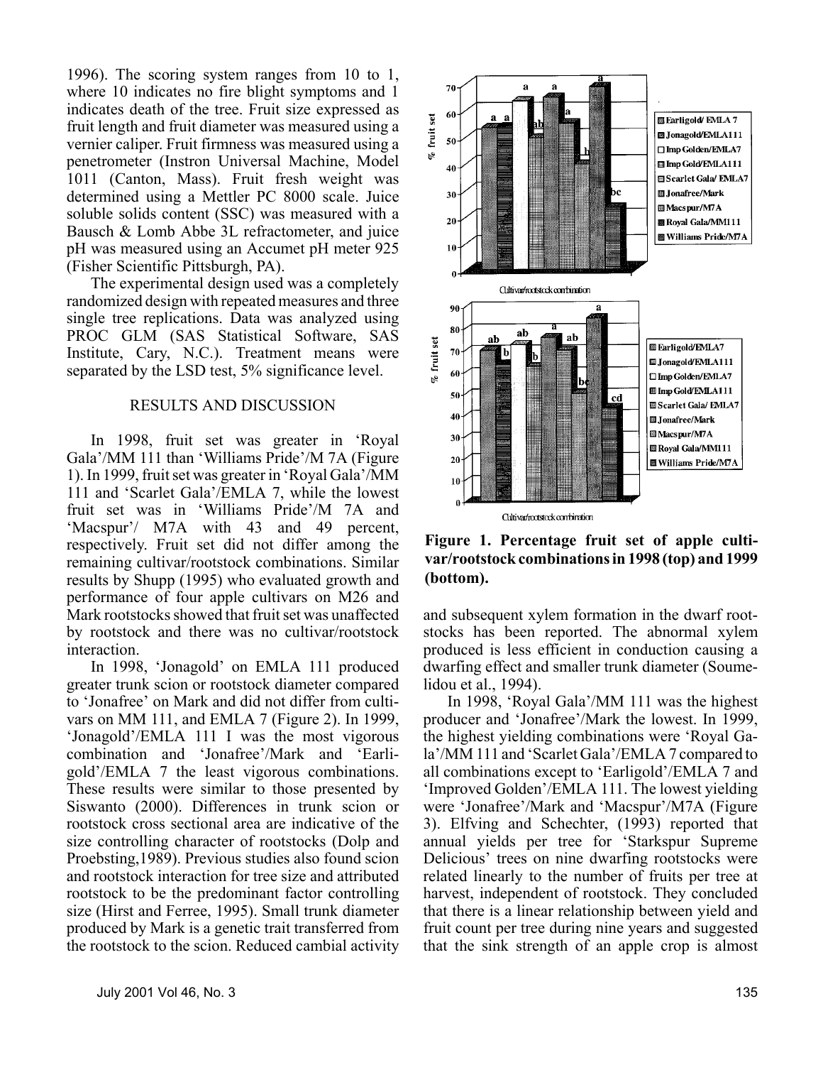1996). The scoring system ranges from 10 to 1, where 10 indicates no fire blight symptoms and 1 indicates death of the tree. Fruit size expressed as fruit length and fruit diameter was measured using a vernier caliper. Fruit firmness was measured using a penetrometer (Instron Universal Machine, Model 1011 (Canton, Mass). Fruit fresh weight was determined using a Mettler PC 8000 scale. Juice soluble solids content (SSC) was measured with a Bausch & Lomb Abbe 3L refractometer, and juice pH was measured using an Accumet pH meter 925 (Fisher Scientific Pittsburgh, PA).

The experimental design used was a completely randomized design with repeated measures and three single tree replications. Data was analyzed using PROC GLM (SAS Statistical Software, SAS Institute, Cary, N.C.). Treatment means were separated by the LSD test, 5% significance level.

## RESULTS AND DISCUSSION

In 1998, fruit set was greater in 'Royal Gala'/MM 111 than 'Williams Pride'/M 7A (Figure 1). In 1999, fruit set was greater in 'Royal Gala'/MM 111 and 'Scarlet Gala'/EMLA 7, while the lowest fruit set was in 'Williams Pride'/M 7A and 'Macspur'/ M7A with 43 and 49 percent, respectively. Fruit set did not differ among the remaining cultivar/rootstock combinations. Similar results by Shupp (1995) who evaluated growth and performance of four apple cultivars on M26 and Mark rootstocks showed that fruit set was unaffected by rootstock and there was no cultivar/rootstock interaction.

In 1998, 'Jonagold' on EMLA 111 produced greater trunk scion or rootstock diameter compared to 'Jonafree' on Mark and did not differ from cultivars on MM 111, and EMLA 7 (Figure 2). In 1999, 'Jonagold'/EMLA 111 I was the most vigorous combination and 'Jonafree'/Mark and 'Earligold'/EMLA 7 the least vigorous combinations. These results were similar to those presented by Siswanto (2000). Differences in trunk scion or rootstock cross sectional area are indicative of the size controlling character of rootstocks (Dolp and Proebsting,1989). Previous studies also found scion and rootstock interaction for tree size and attributed rootstock to be the predominant factor controlling size (Hirst and Ferree, 1995). Small trunk diameter produced by Mark is a genetic trait transferred from the rootstock to the scion. Reduced cambial activity and subsequent xylem formation in the dwarf rootstocks has been reported. The abnormal xylem produced is less efficient in conduction causing a dwarfing effect and smaller trunk diameter (Soumelidou et al., 1994).

**Figure 1. Percentage fruit set of apple cultivar/rootstock combinations in 1998 (top) and 1999 (bottom).**

In 1998, 'Royal Gala'/MM 111 was the highest producer and 'Jonafree'/Mark the lowest. In 1999, the highest yielding combinations were 'Royal Gala'/MM 111 and 'Scarlet Gala'/EMLA 7 compared to all combinations except to 'Earligold'/EMLA 7 and 'Improved Golden'/EMLA 111. The lowest yielding were 'Jonafree'/Mark and 'Macspur'/M7A (Figure 3). Elfving and Schechter, (1993) reported that annual yields per tree for 'Starkspur Supreme Delicious' trees on nine dwarfing rootstocks were related linearly to the number of fruits per tree at harvest, independent of rootstock. They concluded that there is a linear relationship between yield and fruit count per tree during nine years and suggested that the sink strength of an apple crop is almost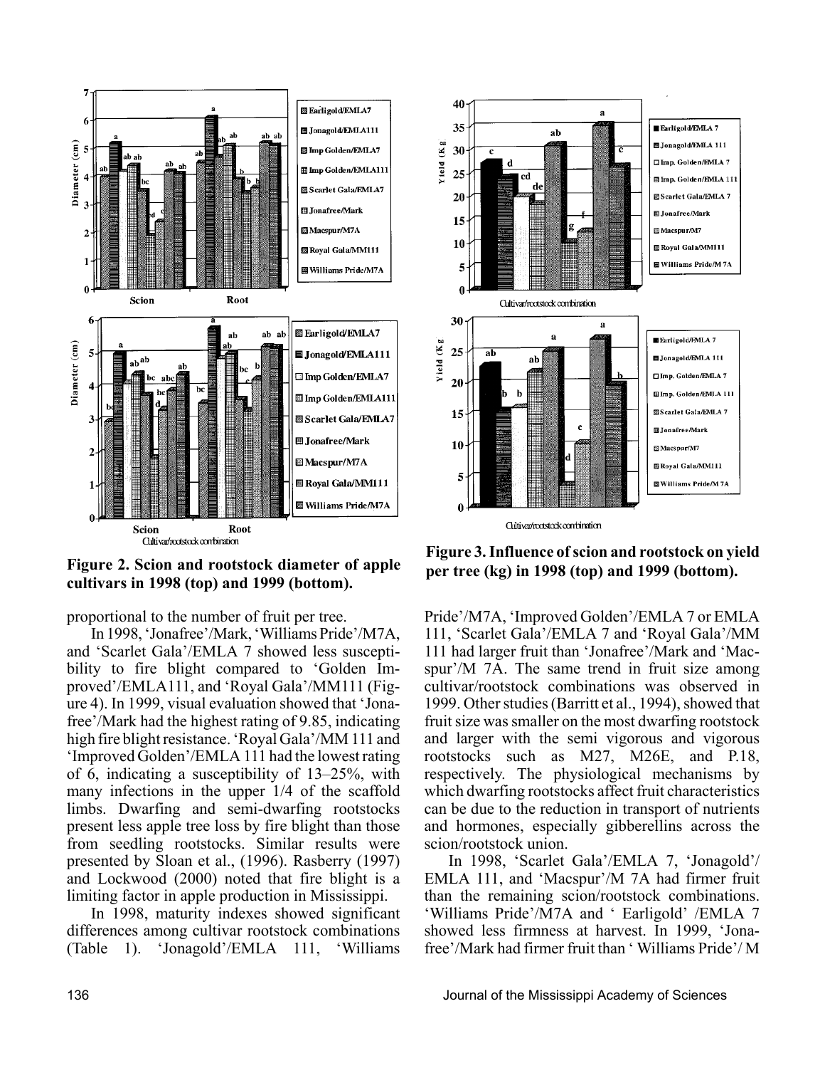Figure 2. Scion and rootstock diameter of apple cultivars in 1998 (top) and 1999 (bottom).

Figure 3. Influence of scion and rootstock on yield per tree (kg) in 1998 (top) and 1999 (bottom).

proportional to the number of fruit per tree.

In 1998, 'Jonafree'/Mark, 'Williams Pride'/M7A, and 'Scarlet Gala'/EMLA 7 showed less susceptibility to fire blight compared to 'Golden Improved'/EMLA111, and 'Royal Gala'/MM111 (Figure 4). In 1999, visual evaluation showed that 'Jonafree'/Mark had the highest rating of 9.85, indicating high fire blight resistance. 'Royal Gala'/MM 111 and 'Improved Golden'/EMLA 111 had the lowest rating of 6, indicating a susceptibility of 13–25%, with many infections in the upper 1/4 of the scaffold limbs. Dwarfing and semi-dwarfing rootstocks present less apple tree loss by fire blight than those from seedling rootstocks. Similar results were presented by Sloan et al., (1996). Rasberry (1997) and Lockwood (2000) noted that fire blight is a limiting factor in apple production in Mississippi.

In 1998, maturity indexes showed significant differences among cultivar rootstock combinations (Table 1). 'Jonagold'/EMLA 111, 'Williams Pride'/M7A, 'Improved Golden'/EMLA 7 or EMLA 111, 'Scarlet Gala'/EMLA 7 and 'Royal Gala'/MM 111 had larger fruit than 'Jonafree'/Mark and 'Macspur'/M 7A. The same trend in fruit size among cultivar/rootstock combinations was observed in 1999. Other studies (Barritt et al., 1994), showed that fruit size was smaller on the most dwarfing rootstock and larger with the semi vigorous and vigorous rootstocks such as M27, M26E, and P.18, respectively. The physiological mechanisms by which dwarfing rootstocks affect fruit characteristics can be due to the reduction in transport of nutrients and hormones, especially gibberellins across the scion/rootstock union.

In 1998, 'Scarlet Gala'/EMLA 7, 'Jonagold'/EMLA 111, and 'Macspur'/M 7A had firmer fruit than the remaining scion/rootstock combinations. 'Williams Pride'/M7A and 'Earligold'/EMLA 7 showed less firmness at harvest. In 1999, 'Jonafree'/Mark had firmer fruit than 'Williams Pride'/M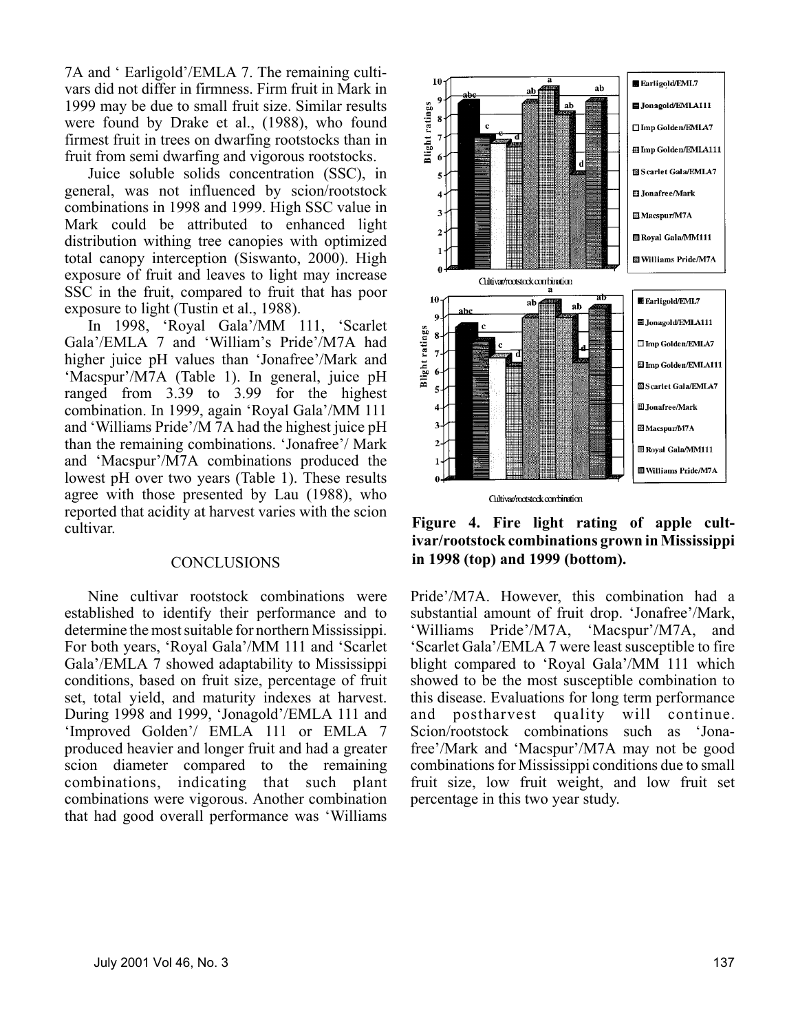7A and ' Earligold'/EMLA 7. The remaining cultivars did not differ in firmness. Firm fruit in Mark in 1999 may be due to small fruit size. Similar results were found by Drake et al., (1988), who found firmest fruit in trees on dwarfing rootstocks than in fruit from semi dwarfing and vigorous rootstocks.

Juice soluble solids concentration (SSC), in general, was not influenced by scion/rootstock combinations in 1998 and 1999. High SSC value in Mark could be attributed to enhanced light distribution withing tree canopies with optimized total canopy interception (Siswanto, 2000). High exposure of fruit and leaves to light may increase SSC in the fruit, compared to fruit that has poor exposure to light (Tustin et al., 1988).

In 1998, 'Royal Gala'/MM 111, 'Scarlet Gala'/EMLA 7 and 'William's Pride'/M7A had higher juice pH values than 'Jonafree'/Mark and 'Macspur'/M7A (Table 1). In general, juice pH ranged from 3.39 to 3.99 for the highest combination. In 1999, again 'Royal Gala'/MM 111 and 'Williams Pride'/M 7A had the highest juice pH than the remaining combinations. 'Jonafree'/ Mark and 'Macspur'/M7A combinations produced the lowest pH over two years (Table 1). These results agree with those presented by Lau (1988), who reported that acidity at harvest varies with the scion cultivar.

## CONCLUSIONS

Nine cultivar rootstock combinations were established to identify their performance and to determine the most suitable for northern Mississippi. For both years, 'Royal Gala'/MM 111 and 'Scarlet Gala'/EMLA 7 showed adaptability to Mississippi conditions, based on fruit size, percentage of fruit set, total yield, and maturity indexes at harvest. During 1998 and 1999, 'Jonagold'/EMLA 111 and 'Improved Golden'/ EMLA 111 or EMLA 7 produced heavier and longer fruit and had a greater scion diameter compared to the remaining combinations, indicating that such plant combinations were vigorous. Another combination that had good overall performance was 'Williams Pride'/M7A. However, this combination had a substantial amount of fruit drop. 'Jonafree'/Mark, 'Williams Pride'/M7A, 'Macspur'/M7A, and 'Scarlet Gala'/EMLA 7 were least susceptible to fire blight compared to 'Royal Gala'/MM 111 which showed to be the most susceptible combination to this disease. Evaluations for long term performance and postharvest quality will continue. Scion/rootstock combinations such as 'Jonafree'/Mark and 'Macspur'/M7A may not be good combinations for Mississippi conditions due to small fruit size, low fruit weight, and low fruit set percentage in this two year study.

**Figure 4. Fire light rating of apple cultivar/rootstock combinations grown in Mississippi in 1998 (top) and 1999 (bottom).**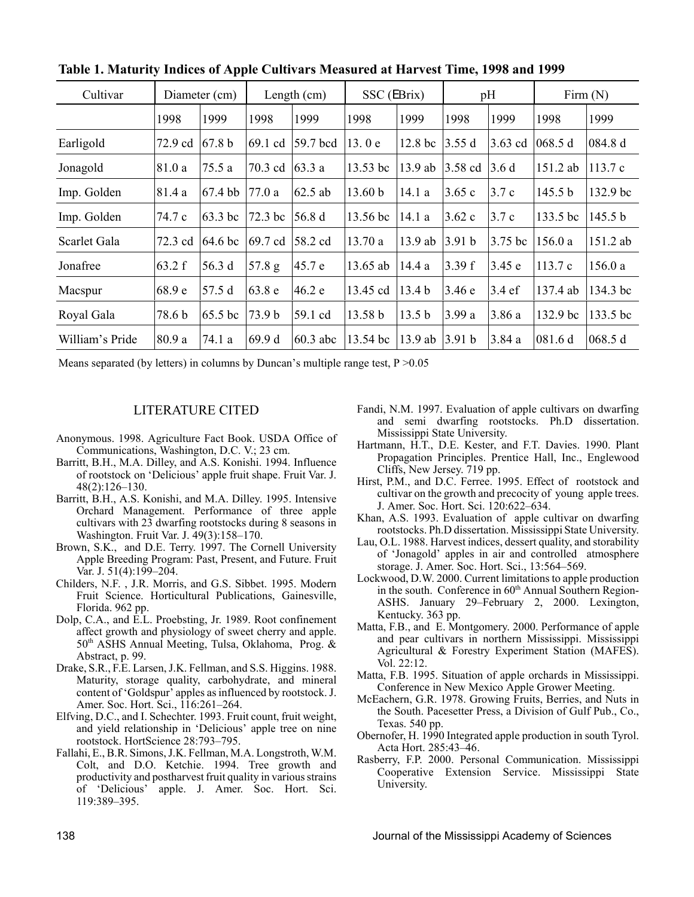**Table 1. Maturity Indices of Apple Cultivars Measured at Harvest Time, 1998 and 1999**

| Cultivar | Diameter (cm) | | Length (cm) | | SSC (EBrix) | | pH | | Firm (N) | |
|---|---|---|---|---|---|---|---|---|---|---|
| | 1998 | 1999 | 1998 | 1999 | 1998 | 1999 | 1998 | 1999 | 1998 | 1999 |
| Earligold | 72.9 cd | 67.8 b | 69.1 cd | 59.7 bcd | 13. 0 e | 12.8 bc | 3.55 d | 3.63 cd | 068.5 d | 084.8 d |
| Jonagold | 81.0 a | 75.5 a | 70.3 cd | 63.3 a | 13.53 bc | 13.9 ab | 3.58 cd | 3.6 d | 151.2 ab | 113.7 c |
| Imp. Golden | 81.4 a | 67.4 bb | 77.0 a | 62.5 ab | 13.60 b | 14.1 a | 3.65 c | 3.7 c | 145.5 b | 132.9 bc |
| Imp. Golden | 74.7 c | 63.3 bc | 72.3 bc | 56.8 d | 13.56 bc | 14.1 a | 3.62 c | 3.7 c | 133.5 bc | 145.5 b |
| Scarlet Gala | 72.3 cd | 64.6 bc | 69.7 cd | 58.2 cd | 13.70 a | 13.9 ab | 3.91 b | 3.75 bc | 156.0 a | 151.2 ab |
| Jonafree | 63.2 f | 56.3 d | 57.8 g | 45.7 e | 13.65 ab | 14.4 a | 3.39 f | 3.45 e | 113.7 c | 156.0 a |
| Macspur | 68.9 e | 57.5 d | 63.8 e | 46.2 e | 13.45 cd | 13.4 b | 3.46 e | 3.4 ef | 137.4 ab | 134.3 bc |
| Royal Gala | 78.6 b | 65.5 bc | 73.9 b | 59.1 cd | 13.58 b | 13.5 b | 3.99 a | 3.86 a | 132.9 bc | 133.5 bc |
| William's Pride | 80.9 a | 74.1 a | 69.9 d | 60.3 abc | 13.54 bc | 13.9 ab | 3.91 b | 3.84 a | 081.6 d | 068.5 d |

Means separated (by letters) in columns by Duncan's multiple range test, $P > 0.05$

## LITERATURE CITED

Anonymous. 1998. Agriculture Fact Book. USDA Office of Communications, Washington, D.C. V.; 23 cm.

Barritt, B.H., M.A. Dilley, and A.S. Konishi. 1994. Influence of rootstock on 'Delicious' apple fruit shape. Fruit Var. J. 48(2):126–130.

Barritt, B.H., A.S. Konishi, and M.A. Dilley. 1995. Intensive Orchard Management. Performance of three apple cultivars with 23 dwarfing rootstocks during 8 seasons in Washington. Fruit Var. J. 49(3):158–170.

Brown, S.K., and D.E. Terry. 1997. The Cornell University Apple Breeding Program: Past, Present, and Future. Fruit Var. J. 51(4):199–204.

Childers, N.F. , J.R. Morris, and G.S. Sibbet. 1995. Modern Fruit Science. Horticultural Publications, Gainesville, Florida. 962 pp.

Dolp, C.A., and E.L. Proebsting, Jr. 1989. Root confinement affect growth and physiology of sweet cherry and apple. 50th ASHS Annual Meeting, Tulsa, Oklahoma, Prog. & Abstract, p. 99.

Drake, S.R., F.E. Larsen, J.K. Fellman, and S.S. Higgins. 1988. Maturity, storage quality, carbohydrate, and mineral content of 'Goldspur' apples as influenced by rootstock. J. Amer. Soc. Hort. Sci., 116:261–264.

Elfving, D.C., and I. Schechter. 1993. Fruit count, fruit weight, and yield relationship in 'Delicious' apple tree on nine rootstock. HortScience 28:793–795.

Fallahi, E., B.R. Simons, J.K. Fellman, M.A. Longstroth, W.M. Colt, and D.O. Ketchie. 1994. Tree growth and productivity and postharvest fruit quality in various strains of 'Delicious' apple. J. Amer. Soc. Hort. Sci. 119:389–395.

Fandi, N.M. 1997. Evaluation of apple cultivars on dwarfing and semi dwarfing rootstocks. Ph.D dissertation. Mississippi State University.

Hartmann, H.T., D.E. Kester, and F.T. Davies. 1990. Plant Propagation Principles. Prentice Hall, Inc., Englewood Cliffs, New Jersey. 719 pp.

Hirst, P.M., and D.C. Ferree. 1995. Effect of rootstock and cultivar on the growth and precocity of young apple trees. J. Amer. Soc. Hort. Sci. 120:622–634.

Khan, A.S. 1993. Evaluation of apple cultivar on dwarfing rootstocks. Ph.D dissertation. Mississippi State University.

Lau, O.L. 1988. Harvest indices, dessert quality, and storability of 'Jonagold' apples in air and controlled atmosphere storage. J. Amer. Soc. Hort. Sci., 13:564–569.

Lockwood, D.W. 2000. Current limitations to apple production in the south. Conference in 60th Annual Southern Region-ASHS. January 29–February 2, 2000. Lexington, Kentucky. 363 pp.

Matta, F.B., and E. Montgomery. 2000. Performance of apple and pear cultivars in northern Mississippi. Mississippi Agricultural & Forestry Experiment Station (MAFES). Vol. 22:12.

Matta, F.B. 1995. Situation of apple orchards in Mississippi. Conference in New Mexico Apple Grower Meeting.

McEachern, G.R. 1978. Growing Fruits, Berries, and Nuts in the South. Pacesetter Press, a Division of Gulf Pub., Co., Texas. 540 pp.

Obernofer, H. 1990 Integrated apple production in south Tyrol. Acta Hort. 285:43–46.

Rasberry, F.P. 2000. Personal Communication. Mississippi Cooperative Extension Service. Mississippi State University.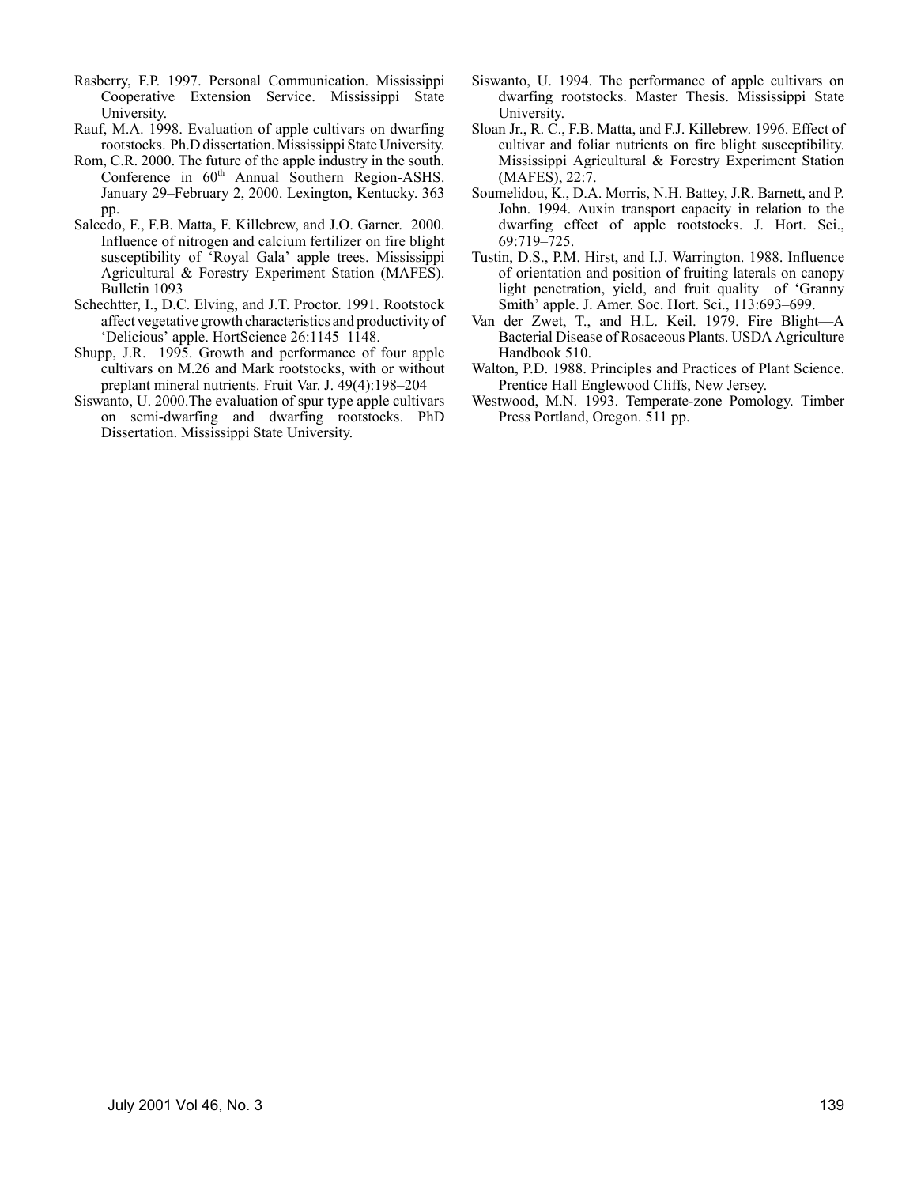Rasberry, F.P. 1997. Personal Communication. Mississippi Cooperative Extension Service. Mississippi State University.

Rauf, M.A. 1998. Evaluation of apple cultivars on dwarfing rootstocks. Ph.D dissertation. Mississippi State University.

Rom, C.R. 2000. The future of the apple industry in the south. Conference in 60th Annual Southern Region-ASHS. January 29–February 2, 2000. Lexington, Kentucky. 363 pp.

Salcedo, F., F.B. Matta, F. Killebrew, and J.O. Garner. 2000. Influence of nitrogen and calcium fertilizer on fire blight susceptibility of 'Royal Gala' apple trees. Mississippi Agricultural & Forestry Experiment Station (MAFES). Bulletin 1093

Schechtter, I., D.C. Elving, and J.T. Proctor. 1991. Rootstock affect vegetative growth characteristics and productivity of 'Delicious' apple. HortScience 26:1145–1148.

Shupp, J.R. 1995. Growth and performance of four apple cultivars on M.26 and Mark rootstocks, with or without preplant mineral nutrients. Fruit Var. J. 49(4):198–204

Siswanto, U. 2000.The evaluation of spur type apple cultivars on semi-dwarfing and dwarfing rootstocks. PhD Dissertation. Mississippi State University.

Siswanto, U. 1994. The performance of apple cultivars on dwarfing rootstocks. Master Thesis. Mississippi State University.

Sloan Jr., R. C., F.B. Matta, and F.J. Killebrew. 1996. Effect of cultivar and foliar nutrients on fire blight susceptibility. Mississippi Agricultural & Forestry Experiment Station (MAFES), 22:7.

Soumelidou, K., D.A. Morris, N.H. Battey, J.R. Barnett, and P. John. 1994. Auxin transport capacity in relation to the dwarfing effect of apple rootstocks. J. Hort. Sci., 69:719–725.

Tustin, D.S., P.M. Hirst, and I.J. Warrington. 1988. Influence of orientation and position of fruiting laterals on canopy light penetration, yield, and fruit quality of 'Granny Smith' apple. J. Amer. Soc. Hort. Sci., 113:693–699.

Van der Zwet, T., and H.L. Keil. 1979. Fire Blight—A Bacterial Disease of Rosaceous Plants. USDA Agriculture Handbook 510.

Walton, P.D. 1988. Principles and Practices of Plant Science. Prentice Hall Englewood Cliffs, New Jersey.

Westwood, M.N. 1993. Temperate-zone Pomology. Timber Press Portland, Oregon. 511 pp.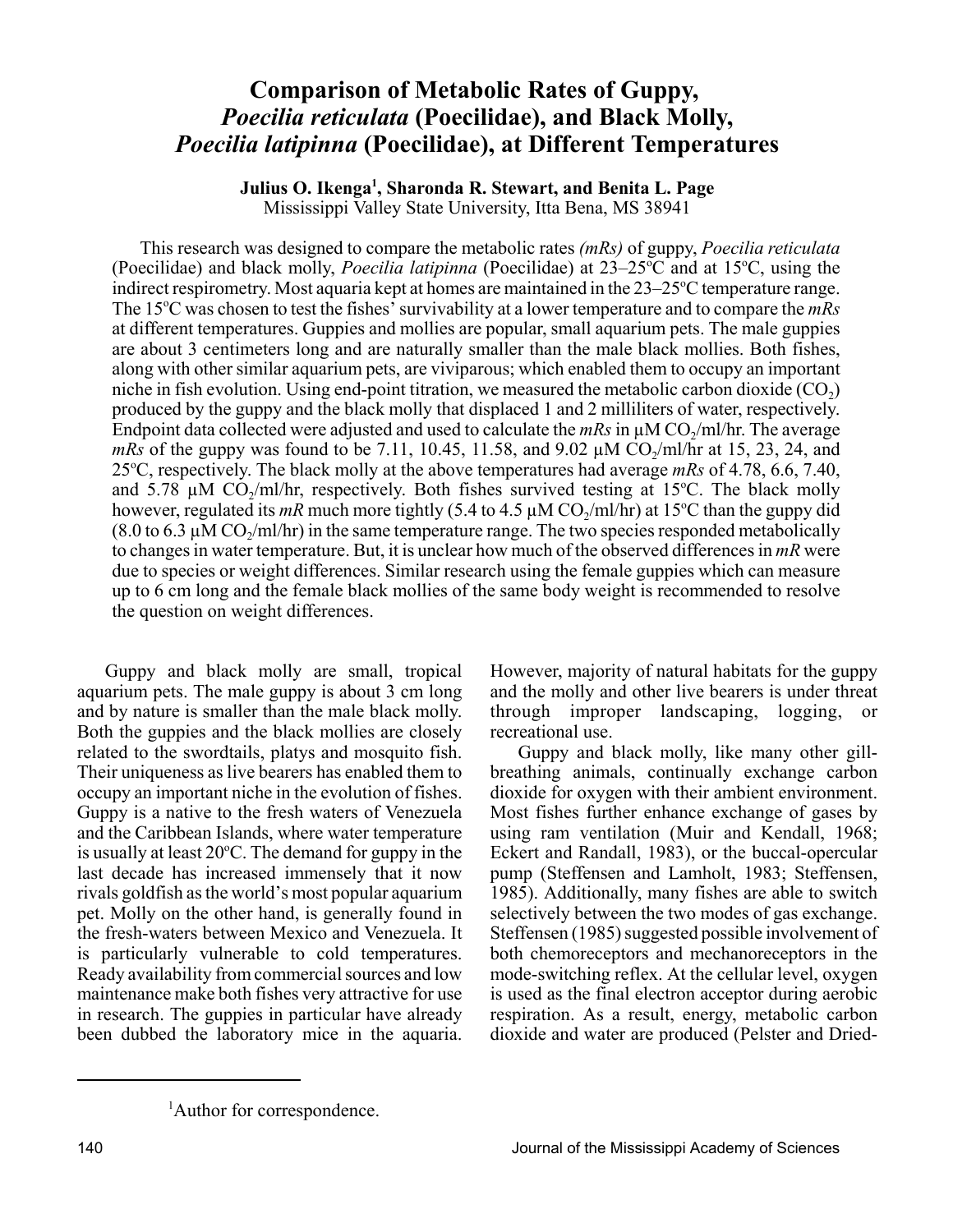# Comparison of Metabolic Rates of Guppy, *Poecilia reticulata* (Poecilidae), and Black Molly, *Poecilia latipinna* (Poecilidae), at Different Temperatures

**Julius O. Ikenga[1], Sharonda R. Stewart, and Benita L. Page**
Mississippi Valley State University, Itta Bena, MS 38941

This research was designed to compare the metabolic rates *(mRs)* of guppy, *Poecilia reticulata* (Poecilidae) and black molly, *Poecilia latipinna* (Poecilidae) at 23–25ºC and at 15ºC, using the indirect respirometry. Most aquaria kept at homes are maintained in the 23–25ºC temperature range. The 15ºC was chosen to test the fishes' survivability at a lower temperature and to compare the *mRs* at different temperatures. Guppies and mollies are popular, small aquarium pets. The male guppies are about 3 centimeters long and are naturally smaller than the male black mollies. Both fishes, along with other similar aquarium pets, are viviparous; which enabled them to occupy an important niche in fish evolution. Using end-point titration, we measured the metabolic carbon dioxide ($CO_2$) produced by the guppy and the black molly that displaced 1 and 2 milliliters of water, respectively. Endpoint data collected were adjusted and used to calculate the *mRs* in µM $CO_2$/ml/hr. The average *mRs* of the guppy was found to be 7.11, 10.45, 11.58, and 9.02 µM $CO_2$/ml/hr at 15, 23, 24, and 25ºC, respectively. The black molly at the above temperatures had average *mRs* of 4.78, 6.6, 7.40, and 5.78 µM $CO_2$/ml/hr, respectively. Both fishes survived testing at 15ºC. The black molly however, regulated its *mR* much more tightly (5.4 to 4.5 µM $CO_2$/ml/hr) at 15ºC than the guppy did (8.0 to 6.3 µM $CO_2$/ml/hr) in the same temperature range. The two species responded metabolically to changes in water temperature. But, it is unclear how much of the observed differences in *mR* were due to species or weight differences. Similar research using the female guppies which can measure up to 6 cm long and the female black mollies of the same body weight is recommended to resolve the question on weight differences.

Guppy and black molly are small, tropical aquarium pets. The male guppy is about 3 cm long and by nature is smaller than the male black molly. Both the guppies and the black mollies are closely related to the swordtails, platys and mosquito fish. Their uniqueness as live bearers has enabled them to occupy an important niche in the evolution of fishes. Guppy is a native to the fresh waters of Venezuela and the Caribbean Islands, where water temperature is usually at least 20ºC. The demand for guppy in the last decade has increased immensely that it now rivals goldfish as the world's most popular aquarium pet. Molly on the other hand, is generally found in the fresh-waters between Mexico and Venezuela. It is particularly vulnerable to cold temperatures. Ready availability from commercial sources and low maintenance make both fishes very attractive for use in research. The guppies in particular have already been dubbed the laboratory mice in the aquaria. However, majority of natural habitats for the guppy and the molly and other live bearers is under threat through improper landscaping, logging, or recreational use.

Guppy and black molly, like many other gill-breathing animals, continually exchange carbon dioxide for oxygen with their ambient environment. Most fishes further enhance exchange of gases by using ram ventilation (Muir and Kendall, 1968; Eckert and Randall, 1983), or the buccal-opercular pump (Steffensen and Lamholt, 1983; Steffensen, 1985). Additionally, many fishes are able to switch selectively between the two modes of gas exchange. Steffensen (1985) suggested possible involvement of both chemoreceptors and mechanoreceptors in the mode-switching reflex. At the cellular level, oxygen is used as the final electron acceptor during aerobic respiration. As a result, energy, metabolic carbon dioxide and water are produced (Pelster and Dried-

[1]Author for correspondence.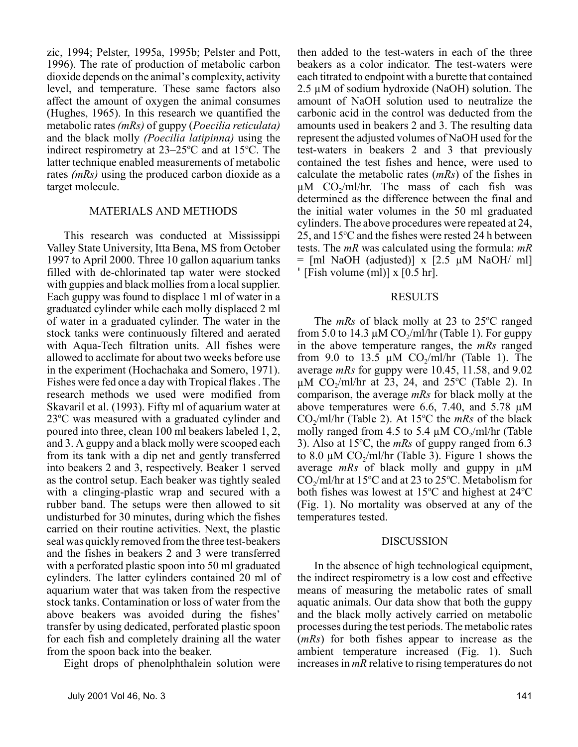zic, 1994; Pelster, 1995a, 1995b; Pelster and Pott, 1996). The rate of production of metabolic carbon dioxide depends on the animal's complexity, activity level, and temperature. These same factors also affect the amount of oxygen the animal consumes (Hughes, 1965). In this research we quantified the metabolic rates *(mRs)* of guppy (*Poecilia reticulata)* and the black molly *(Poecilia latipinna)* using the indirect respirometry at 23–25ºC and at 15ºC. The latter technique enabled measurements of metabolic rates *(mRs)* using the produced carbon dioxide as a target molecule.

## MATERIALS AND METHODS

This research was conducted at Mississippi Valley State University, Itta Bena, MS from October 1997 to April 2000. Three 10 gallon aquarium tanks filled with de-chlorinated tap water were stocked with guppies and black mollies from a local supplier. Each guppy was found to displace 1 ml of water in a graduated cylinder while each molly displaced 2 ml of water in a graduated cylinder. The water in the stock tanks were continuously filtered and aerated with Aqua-Tech filtration units. All fishes were allowed to acclimate for about two weeks before use in the experiment (Hochachaka and Somero, 1971). Fishes were fed once a day with Tropical flakes . The research methods we used were modified from Skavaril et al. (1993). Fifty ml of aquarium water at 23ºC was measured with a graduated cylinder and poured into three, clean 100 ml beakers labeled 1, 2, and 3. A guppy and a black molly were scooped each from its tank with a dip net and gently transferred into beakers 2 and 3, respectively. Beaker 1 served as the control setup. Each beaker was tightly sealed with a clinging-plastic wrap and secured with a rubber band. The setups were then allowed to sit undisturbed for 30 minutes, during which the fishes carried on their routine activities. Next, the plastic seal was quickly removed from the three test-beakers and the fishes in beakers 2 and 3 were transferred with a perforated plastic spoon into 50 ml graduated cylinders. The latter cylinders contained 20 ml of aquarium water that was taken from the respective stock tanks. Contamination or loss of water from the above beakers was avoided during the fishes' transfer by using dedicated, perforated plastic spoon for each fish and completely draining all the water from the spoon back into the beaker.

Eight drops of phenolphthalein solution were then added to the test-waters in each of the three beakers as a color indicator. The test-waters were each titrated to endpoint with a burette that contained 2.5 µM of sodium hydroxide (NaOH) solution. The amount of NaOH solution used to neutralize the carbonic acid in the control was deducted from the amounts used in beakers 2 and 3. The resulting data represent the adjusted volumes of NaOH used for the test-waters in beakers 2 and 3 that previously contained the test fishes and hence, were used to calculate the metabolic rates (*mRs*) of the fishes in µM $CO_2$/ml/hr. The mass of each fish was determined as the difference between the final and the initial water volumes in the 50 ml graduated cylinders. The above procedures were repeated at 24, 25, and 15ºC and the fishes were rested 24 h between tests. The *mR* was calculated using the formula: *mR* = [ml NaOH (adjusted)] x [2.5 µM NaOH/ ml] ' [Fish volume (ml)] x [0.5 hr].

## RESULTS

The *mRs* of black molly at 23 to 25ºC ranged from 5.0 to 14.3 µM $CO_2$/ml/hr (Table 1). For guppy in the above temperature ranges, the *mRs* ranged from 9.0 to 13.5 µM $CO_2$/ml/hr (Table 1). The average *mRs* for guppy were 10.45, 11.58, and 9.02 µM $CO_2$/ml/hr at 23, 24, and 25ºC (Table 2). In comparison, the average *mRs* for black molly at the above temperatures were 6.6, 7.40, and 5.78 µM $CO_2$/ml/hr (Table 2). At 15ºC the *mRs* of the black molly ranged from 4.5 to 5.4 µM $CO_2$/ml/hr (Table 3). Also at 15ºC, the *mRs* of guppy ranged from 6.3 to 8.0 µM $CO_2$/ml/hr (Table 3). Figure 1 shows the average *mRs* of black molly and guppy in µM $CO_2$/ml/hr at 15ºC and at 23 to 25ºC. Metabolism for both fishes was lowest at 15ºC and highest at 24ºC (Fig. 1). No mortality was observed at any of the temperatures tested.

## DISCUSSION

In the absence of high technological equipment, the indirect respirometry is a low cost and effective means of measuring the metabolic rates of small aquatic animals. Our data show that both the guppy and the black molly actively carried on metabolic processes during the test periods. The metabolic rates (*mRs*) for both fishes appear to increase as the ambient temperature increased (Fig. 1). Such increases in *mR* relative to rising temperatures do not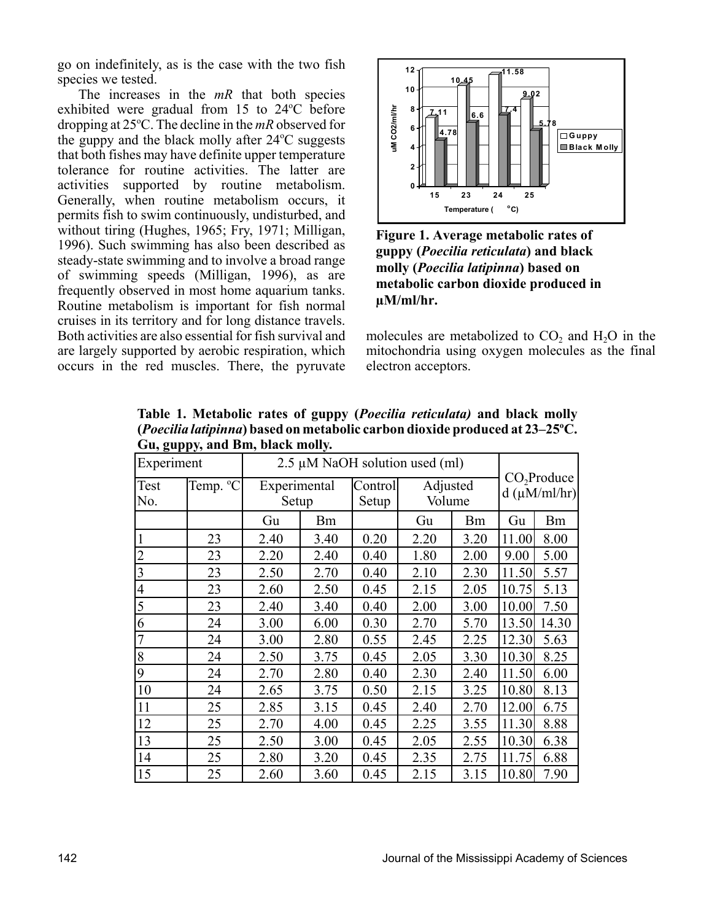go on indefinitely, as is the case with the two fish species we tested.

The increases in the *mR* that both species exhibited were gradual from 15 to 24ºC before dropping at 25ºC. The decline in the *mR* observed for the guppy and the black molly after 24ºC suggests that both fishes may have definite upper temperature tolerance for routine activities. The latter are activities supported by routine metabolism. Generally, when routine metabolism occurs, it permits fish to swim continuously, undisturbed, and without tiring (Hughes, 1965; Fry, 1971; Milligan, 1996). Such swimming has also been described as steady-state swimming and to involve a broad range of swimming speeds (Milligan, 1996), as are frequently observed in most home aquarium tanks. Routine metabolism is important for fish normal cruises in its territory and for long distance travels. Both activities are also essential for fish survival and are largely supported by aerobic respiration, which occurs in the red muscles. There, the pyruvate molecules are metabolized to $CO_2$ and $H_2O$ in the mitochondria using oxygen molecules as the final electron acceptors.

**Figure 1. Average metabolic rates of guppy (*Poecilia reticulata*) and black molly (*Poecilia latipinna*) based on metabolic carbon dioxide produced in µM/ml/hr.**

**Table 1. Metabolic rates of guppy (*Poecilia reticulata)* and black molly (*Poecilia latipinna*) based on metabolic carbon dioxide produced at 23–25ºC. Gu, guppy, and Bm, black molly.**

| Experiment | | 2.5 µM NaOH solution used (ml) | | | | | $CO_2$ Produced (µM/ml/hr) | |
|---|---|---|---|---|---|---|---|---|
| Test No. | Temp. ºC | Experimental Setup | | Control Setup | Adjusted Volume | | | |
| | | Gu | Bm | | Gu | Bm | Gu | Bm |
| 1 | 23 | 2.40 | 3.40 | 0.20 | 2.20 | 3.20 | 11.00 | 8.00 |
| 2 | 23 | 2.20 | 2.40 | 0.40 | 1.80 | 2.00 | 9.00 | 5.00 |
| 3 | 23 | 2.50 | 2.70 | 0.40 | 2.10 | 2.30 | 11.50 | 5.57 |
| 4 | 23 | 2.60 | 2.50 | 0.45 | 2.15 | 2.05 | 10.75 | 5.13 |
| 5 | 23 | 2.40 | 3.40 | 0.40 | 2.00 | 3.00 | 10.00 | 7.50 |
| 6 | 24 | 3.00 | 6.00 | 0.30 | 2.70 | 5.70 | 13.50 | 14.30 |
| 7 | 24 | 3.00 | 2.80 | 0.55 | 2.45 | 2.25 | 12.30 | 5.63 |
| 8 | 24 | 2.50 | 3.75 | 0.45 | 2.05 | 3.30 | 10.30 | 8.25 |
| 9 | 24 | 2.70 | 2.80 | 0.40 | 2.30 | 2.40 | 11.50 | 6.00 |
| 10 | 24 | 2.65 | 3.75 | 0.50 | 2.15 | 3.25 | 10.80 | 8.13 |
| 11 | 25 | 2.85 | 3.15 | 0.45 | 2.40 | 2.70 | 12.00 | 6.75 |
| 12 | 25 | 2.70 | 4.00 | 0.45 | 2.25 | 3.55 | 11.30 | 8.88 |
| 13 | 25 | 2.50 | 3.00 | 0.45 | 2.05 | 2.55 | 10.30 | 6.38 |
| 14 | 25 | 2.80 | 3.20 | 0.45 | 2.35 | 2.75 | 11.75 | 6.88 |
| 15 | 25 | 2.60 | 3.60 | 0.45 | 2.15 | 3.15 | 10.80 | 7.90 |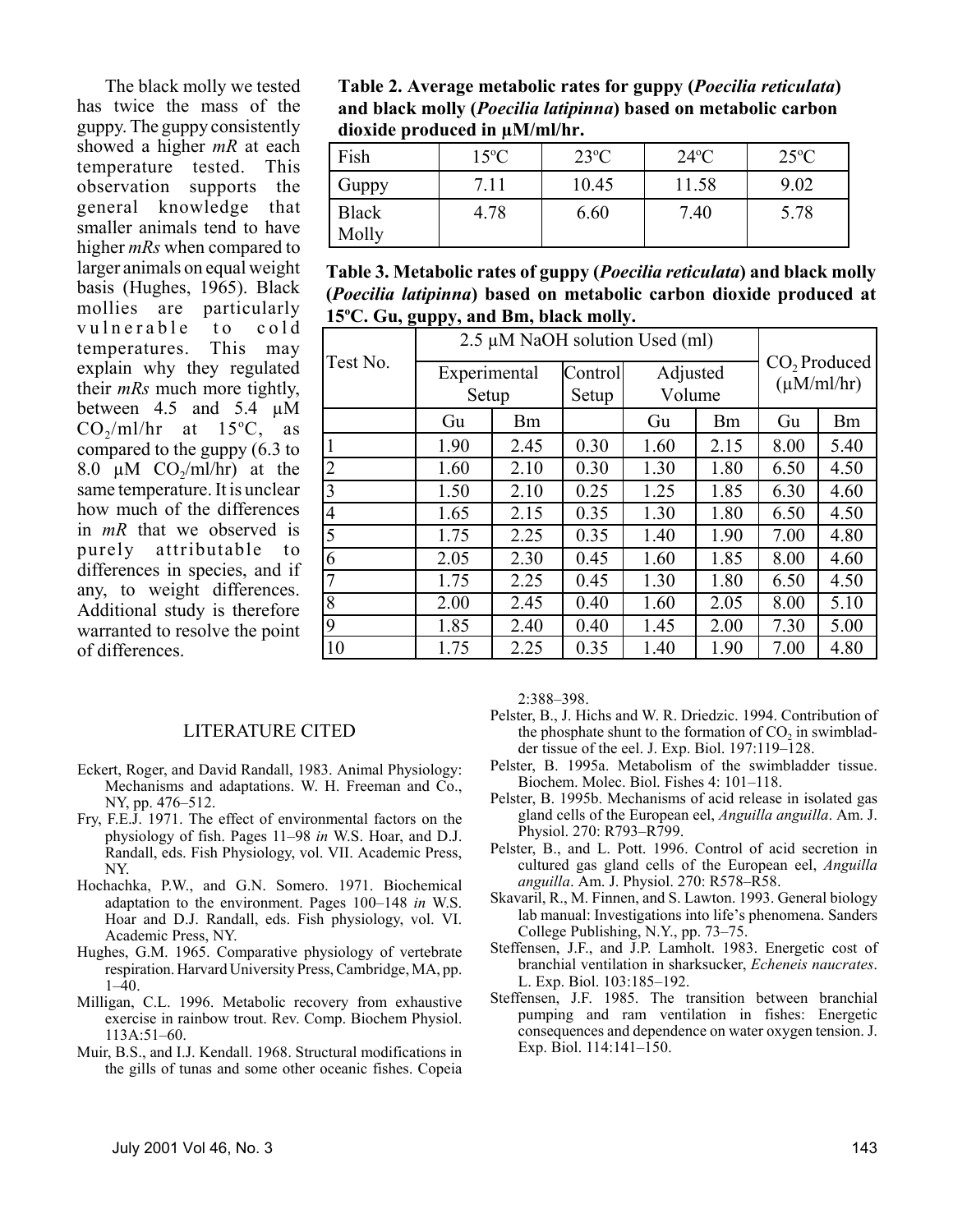The black molly we tested has twice the mass of the guppy. The guppy consistently showed a higher *mR* at each temperature tested. This observation supports the general knowledge that smaller animals tend to have higher *mRs* when compared to larger animals on equal weight basis (Hughes, 1965). Black mollies are particularly vulnerable to cold temperatures. This may explain why they regulated their *mRs* much more tightly, between 4.5 and 5.4 µM $CO_2$/ml/hr at 15ºC, as compared to the guppy (6.3 to 8.0 µM $CO_2$/ml/hr) at the same temperature. It is unclear how much of the differences in *mR* that we observed is purely attributable to differences in species, and if any, to weight differences. Additional study is therefore warranted to resolve the point of differences.

**Table 2. Average metabolic rates for guppy (*Poecilia reticulata*) and black molly (*Poecilia latipinna*) based on metabolic carbon dioxide produced in µM/ml/hr.**

| Fish | 15ºC | 23ºC | 24ºC | 25ºC |
|---|---|---|---|---|
| Guppy | 7.11 | 10.45 | 11.58 | 9.02 |
| Black Molly | 4.78 | 6.60 | 7.40 | 5.78 |

**Table 3. Metabolic rates of guppy (*Poecilia reticulata*) and black molly (*Poecilia latipinna*) based on metabolic carbon dioxide produced at 15ºC. Gu, guppy, and Bm, black molly.**

| Test No. | 2.5 µM NaOH solution Used (ml) | | | | | $CO_2$ Produced (µM/ml/hr) | |
|---|---|---|---|---|---|---|---|
| | Experimental Setup | | Control Setup | Adjusted Volume | | | |
| | Gu | Bm | | Gu | Bm | Gu | Bm |
| 1 | 1.90 | 2.45 | 0.30 | 1.60 | 2.15 | 8.00 | 5.40 |
| 2 | 1.60 | 2.10 | 0.30 | 1.30 | 1.80 | 6.50 | 4.50 |
| 3 | 1.50 | 2.10 | 0.25 | 1.25 | 1.85 | 6.30 | 4.60 |
| 4 | 1.65 | 2.15 | 0.35 | 1.30 | 1.80 | 6.50 | 4.50 |
| 5 | 1.75 | 2.25 | 0.35 | 1.40 | 1.90 | 7.00 | 4.80 |
| 6 | 2.05 | 2.30 | 0.45 | 1.60 | 1.85 | 8.00 | 4.60 |
| 7 | 1.75 | 2.25 | 0.45 | 1.30 | 1.80 | 6.50 | 4.50 |
| 8 | 2.00 | 2.45 | 0.40 | 1.60 | 2.05 | 8.00 | 5.10 |
| 9 | 1.85 | 2.40 | 0.40 | 1.45 | 2.00 | 7.30 | 5.00 |
| 10 | 1.75 | 2.25 | 0.35 | 1.40 | 1.90 | 7.00 | 4.80 |

## LITERATURE CITED

Eckert, Roger, and David Randall, 1983. Animal Physiology: Mechanisms and adaptations. W. H. Freeman and Co., NY, pp. 476–512.

Fry, F.E.J. 1971. The effect of environmental factors on the physiology of fish. Pages 11–98 *in* W.S. Hoar, and D.J. Randall, eds. Fish Physiology, vol. VII. Academic Press, NY.

Hochachka, P.W., and G.N. Somero. 1971. Biochemical adaptation to the environment. Pages 100–148 *in* W.S. Hoar and D.J. Randall, eds. Fish physiology, vol. VI. Academic Press, NY.

Hughes, G.M. 1965. Comparative physiology of vertebrate respiration. Harvard University Press, Cambridge, MA, pp. 1–40.

Milligan, C.L. 1996. Metabolic recovery from exhaustive exercise in rainbow trout. Rev. Comp. Biochem Physiol. 113A:51–60.

Muir, B.S., and I.J. Kendall. 1968. Structural modifications in the gills of tunas and some other oceanic fishes. Copeia 2:388–398.

Pelster, B., J. Hichs and W. R. Driedzic. 1994. Contribution of the phosphate shunt to the formation of $CO_2$ in swimbladder tissue of the eel. J. Exp. Biol. 197:119–128.

Pelster, B. 1995a. Metabolism of the swimbladder tissue. Biochem. Molec. Biol. Fishes 4: 101–118.

Pelster, B. 1995b. Mechanisms of acid release in isolated gas gland cells of the European eel, *Anguilla anguilla*. Am. J. Physiol. 270: R793–R799.

Pelster, B., and L. Pott. 1996. Control of acid secretion in cultured gas gland cells of the European eel, *Anguilla anguilla*. Am. J. Physiol. 270: R578–R58.

Skavaril, R., M. Finnen, and S. Lawton. 1993. General biology lab manual: Investigations into life's phenomena. Sanders College Publishing, N.Y., pp. 73–75.

Steffensen, J.F., and J.P. Lamholt. 1983. Energetic cost of branchial ventilation in sharksucker, *Echeneis naucrates*. L. Exp. Biol. 103:185–192.

Steffensen, J.F. 1985. The transition between branchial pumping and ram ventilation in fishes: Energetic consequences and dependence on water oxygen tension. J. Exp. Biol. 114:141–150.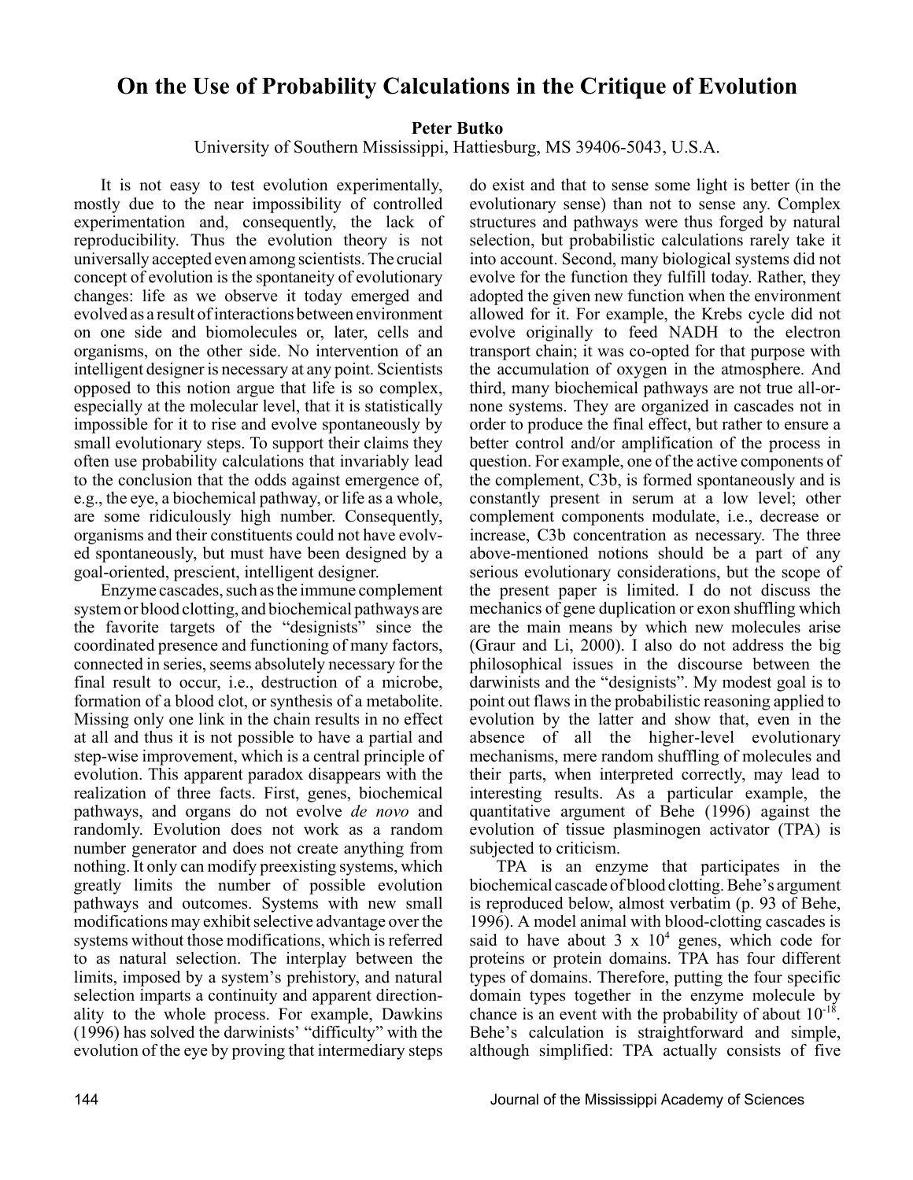# On the Use of Probability Calculations in the Critique of Evolution

**Peter Butko**

University of Southern Mississippi, Hattiesburg, MS 39406-5043, U.S.A.

It is not easy to test evolution experimentally, mostly due to the near impossibility of controlled experimentation and, consequently, the lack of reproducibility. Thus the evolution theory is not universally accepted even among scientists. The crucial concept of evolution is the spontaneity of evolutionary changes: life as we observe it today emerged and evolved as a result of interactions between environment on one side and biomolecules or, later, cells and organisms, on the other side. No intervention of an intelligent designer is necessary at any point. Scientists opposed to this notion argue that life is so complex, especially at the molecular level, that it is statistically impossible for it to rise and evolve spontaneously by small evolutionary steps. To support their claims they often use probability calculations that invariably lead to the conclusion that the odds against emergence of, e.g., the eye, a biochemical pathway, or life as a whole, are some ridiculously high number. Consequently, organisms and their constituents could not have evolved spontaneously, but must have been designed by a goal-oriented, prescient, intelligent designer.

Enzyme cascades, such as the immune complement system or blood clotting, and biochemical pathways are the favorite targets of the "designists" since the coordinated presence and functioning of many factors, connected in series, seems absolutely necessary for the final result to occur, i.e., destruction of a microbe, formation of a blood clot, or synthesis of a metabolite. Missing only one link in the chain results in no effect at all and thus it is not possible to have a partial and step-wise improvement, which is a central principle of evolution. This apparent paradox disappears with the realization of three facts. First, genes, biochemical pathways, and organs do not evolve *de novo* and randomly. Evolution does not work as a random number generator and does not create anything from nothing. It only can modify preexisting systems, which greatly limits the number of possible evolution pathways and outcomes. Systems with new small modifications may exhibit selective advantage over the systems without those modifications, which is referred to as natural selection. The interplay between the limits, imposed by a system's prehistory, and natural selection imparts a continuity and apparent directionality to the whole process. For example, Dawkins (1996) has solved the darwinists' "difficulty" with the evolution of the eye by proving that intermediary steps do exist and that to sense some light is better (in the evolutionary sense) than not to sense any. Complex structures and pathways were thus forged by natural selection, but probabilistic calculations rarely take it into account. Second, many biological systems did not evolve for the function they fulfill today. Rather, they adopted the given new function when the environment allowed for it. For example, the Krebs cycle did not evolve originally to feed NADH to the electron transport chain; it was co-opted for that purpose with the accumulation of oxygen in the atmosphere. And third, many biochemical pathways are not true all-or-none systems. They are organized in cascades not in order to produce the final effect, but rather to ensure a better control and/or amplification of the process in question. For example, one of the active components of the complement, C3b, is formed spontaneously and is constantly present in serum at a low level; other complement components modulate, i.e., decrease or increase, C3b concentration as necessary. The three above-mentioned notions should be a part of any serious evolutionary considerations, but the scope of the present paper is limited. I do not discuss the mechanics of gene duplication or exon shuffling which are the main means by which new molecules arise (Graur and Li, 2000). I also do not address the big philosophical issues in the discourse between the darwinists and the "designists". My modest goal is to point out flaws in the probabilistic reasoning applied to evolution by the latter and show that, even in the absence of all the higher-level evolutionary mechanisms, mere random shuffling of molecules and their parts, when interpreted correctly, may lead to interesting results. As a particular example, the quantitative argument of Behe (1996) against the evolution of tissue plasminogen activator (TPA) is subjected to criticism.

TPA is an enzyme that participates in the biochemical cascade of blood clotting. Behe's argument is reproduced below, almost verbatim (p. 93 of Behe, 1996). A model animal with blood-clotting cascades is said to have about $3 \times 10^4$ genes, which code for proteins or protein domains. TPA has four different types of domains. Therefore, putting the four specific domain types together in the enzyme molecule by chance is an event with the probability of about $10^{-18}$. Behe's calculation is straightforward and simple, although simplified: TPA actually consists of five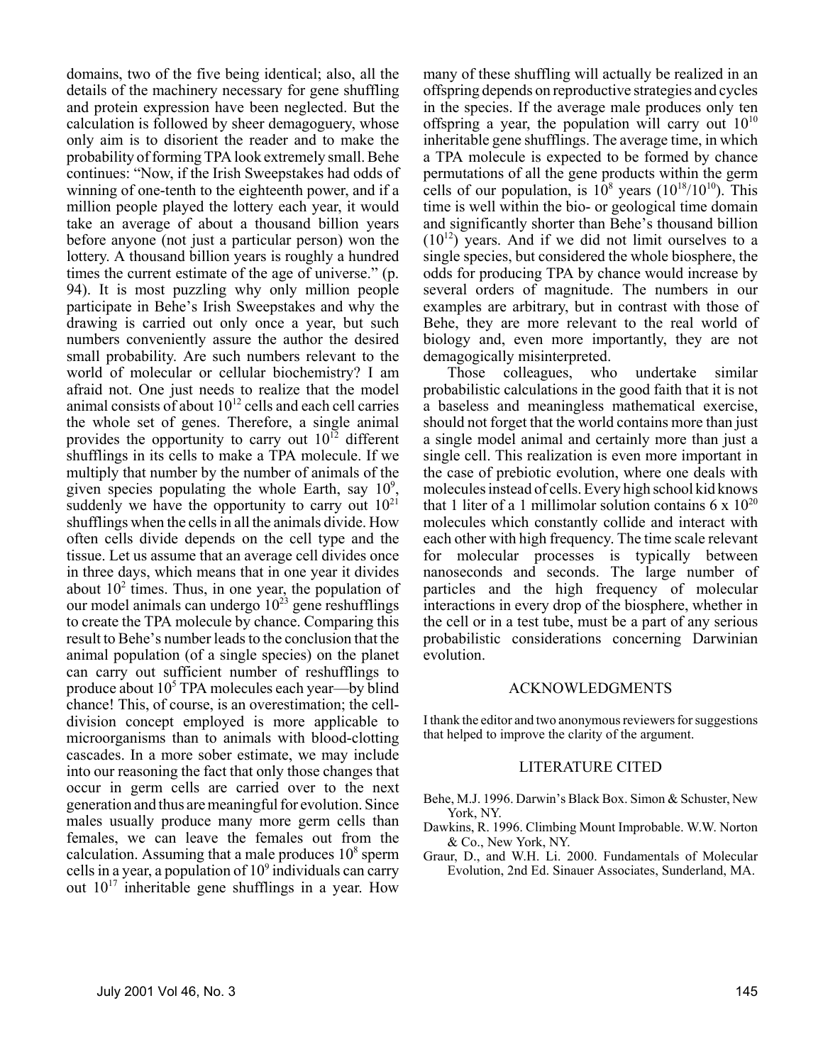domains, two of the five being identical; also, all the details of the machinery necessary for gene shuffling and protein expression have been neglected. But the calculation is followed by sheer demagoguery, whose only aim is to disorient the reader and to make the probability of forming TPA look extremely small. Behe continues: "Now, if the Irish Sweepstakes had odds of winning of one-tenth to the eighteenth power, and if a million people played the lottery each year, it would take an average of about a thousand billion years before anyone (not just a particular person) won the lottery. A thousand billion years is roughly a hundred times the current estimate of the age of universe." (p. 94). It is most puzzling why only million people participate in Behe's Irish Sweepstakes and why the drawing is carried out only once a year, but such numbers conveniently assure the author the desired small probability. Are such numbers relevant to the world of molecular or cellular biochemistry? I am afraid not. One just needs to realize that the model animal consists of about $10^{12}$ cells and each cell carries the whole set of genes. Therefore, a single animal provides the opportunity to carry out $10^{12}$ different shufflings in its cells to make a TPA molecule. If we multiply that number by the number of animals of the given species populating the whole Earth, say $10^9$, suddenly we have the opportunity to carry out $10^{21}$ shufflings when the cells in all the animals divide. How often cells divide depends on the cell type and the tissue. Let us assume that an average cell divides once in three days, which means that in one year it divides about $10^2$ times. Thus, in one year, the population of our model animals can undergo $10^{23}$ gene reshufflings to create the TPA molecule by chance. Comparing this result to Behe's number leads to the conclusion that the animal population (of a single species) on the planet can carry out sufficient number of reshufflings to produce about $10^5$ TPA molecules each year—by blind chance! This, of course, is an overestimation; the cell-division concept employed is more applicable to microorganisms than to animals with blood-clotting cascades. In a more sober estimate, we may include into our reasoning the fact that only those changes that occur in germ cells are carried over to the next generation and thus are meaningful for evolution. Since males usually produce many more germ cells than females, we can leave the females out from the calculation. Assuming that a male produces $10^8$ sperm cells in a year, a population of $10^9$ individuals can carry out $10^{17}$ inheritable gene shufflings in a year. How many of these shuffling will actually be realized in an offspring depends on reproductive strategies and cycles in the species. If the average male produces only ten offspring a year, the population will carry out $10^{10}$ inheritable gene shufflings. The average time, in which a TPA molecule is expected to be formed by chance permutations of all the gene products within the germ cells of our population, is $10^8$ years ($10^{18}/10^{10}$). This time is well within the bio- or geological time domain and significantly shorter than Behe's thousand billion ($10^{12}$) years. And if we did not limit ourselves to a single species, but considered the whole biosphere, the odds for producing TPA by chance would increase by several orders of magnitude. The numbers in our examples are arbitrary, but in contrast with those of Behe, they are more relevant to the real world of biology and, even more importantly, they are not demagogically misinterpreted.

Those colleagues, who undertake similar probabilistic calculations in the good faith that it is not a baseless and meaningless mathematical exercise, should not forget that the world contains more than just a single model animal and certainly more than just a single cell. This realization is even more important in the case of prebiotic evolution, where one deals with molecules instead of cells. Every high school kid knows that 1 liter of a 1 millimolar solution contains $6 \times 10^{20}$ molecules which constantly collide and interact with each other with high frequency. The time scale relevant for molecular processes is typically between nanoseconds and seconds. The large number of particles and the high frequency of molecular interactions in every drop of the biosphere, whether in the cell or in a test tube, must be a part of any serious probabilistic considerations concerning Darwinian evolution.

## ACKNOWLEDGMENTS

I thank the editor and two anonymous reviewers for suggestions that helped to improve the clarity of the argument.

## LITERATURE CITED

Behe, M.J. 1996. Darwin's Black Box. Simon & Schuster, New York, NY.

Dawkins, R. 1996. Climbing Mount Improbable. W.W. Norton & Co., New York, NY.

Graur, D., and W.H. Li. 2000. Fundamentals of Molecular Evolution, 2nd Ed. Sinauer Associates, Sunderland, MA.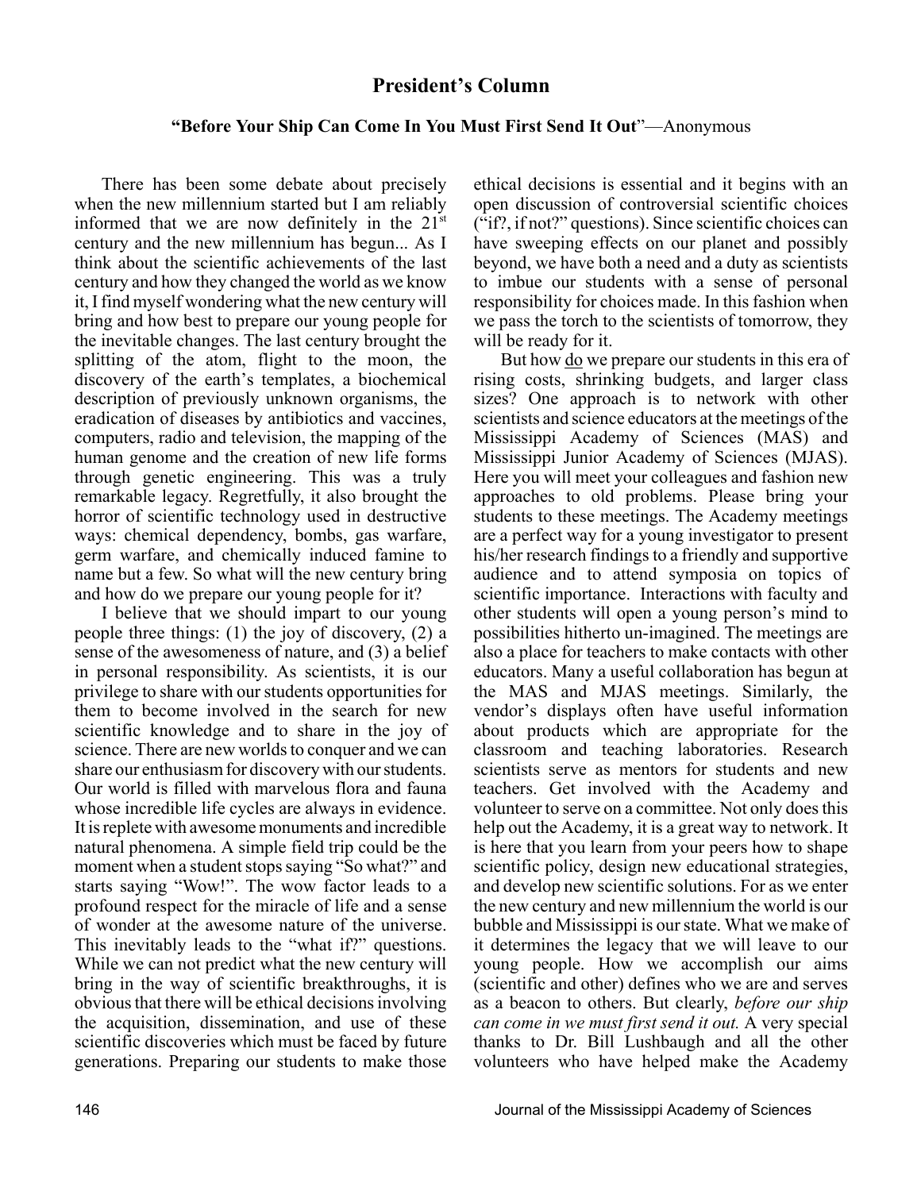## President's Column

**"Before Your Ship Can Come In You Must First Send It Out"**—Anonymous

There has been some debate about precisely when the new millennium started but I am reliably informed that we are now definitely in the 21st century and the new millennium has begun... As I think about the scientific achievements of the last century and how they changed the world as we know it, I find myself wondering what the new century will bring and how best to prepare our young people for the inevitable changes. The last century brought the splitting of the atom, flight to the moon, the discovery of the earth's templates, a biochemical description of previously unknown organisms, the eradication of diseases by antibiotics and vaccines, computers, radio and television, the mapping of the human genome and the creation of new life forms through genetic engineering. This was a truly remarkable legacy. Regretfully, it also brought the horror of scientific technology used in destructive ways: chemical dependency, bombs, gas warfare, germ warfare, and chemically induced famine to name but a few. So what will the new century bring and how do we prepare our young people for it?

I believe that we should impart to our young people three things: (1) the joy of discovery, (2) a sense of the awesomeness of nature, and (3) a belief in personal responsibility. As scientists, it is our privilege to share with our students opportunities for them to become involved in the search for new scientific knowledge and to share in the joy of science. There are new worlds to conquer and we can share our enthusiasm for discovery with our students. Our world is filled with marvelous flora and fauna whose incredible life cycles are always in evidence. It is replete with awesome monuments and incredible natural phenomena. A simple field trip could be the moment when a student stops saying "So what?" and starts saying "Wow!". The wow factor leads to a profound respect for the miracle of life and a sense of wonder at the awesome nature of the universe. This inevitably leads to the "what if?" questions. While we can not predict what the new century will bring in the way of scientific breakthroughs, it is obvious that there will be ethical decisions involving the acquisition, dissemination, and use of these scientific discoveries which must be faced by future generations. Preparing our students to make those ethical decisions is essential and it begins with an open discussion of controversial scientific choices ("if?, if not?" questions). Since scientific choices can have sweeping effects on our planet and possibly beyond, we have both a need and a duty as scientists to imbue our students with a sense of personal responsibility for choices made. In this fashion when we pass the torch to the scientists of tomorrow, they will be ready for it.

But how do we prepare our students in this era of rising costs, shrinking budgets, and larger class sizes? One approach is to network with other scientists and science educators at the meetings of the Mississippi Academy of Sciences (MAS) and Mississippi Junior Academy of Sciences (MJAS). Here you will meet your colleagues and fashion new approaches to old problems. Please bring your students to these meetings. The Academy meetings are a perfect way for a young investigator to present his/her research findings to a friendly and supportive audience and to attend symposia on topics of scientific importance. Interactions with faculty and other students will open a young person's mind to possibilities hitherto un-imagined. The meetings are also a place for teachers to make contacts with other educators. Many a useful collaboration has begun at the MAS and MJAS meetings. Similarly, the vendor's displays often have useful information about products which are appropriate for the classroom and teaching laboratories. Research scientists serve as mentors for students and new teachers. Get involved with the Academy and volunteer to serve on a committee. Not only does this help out the Academy, it is a great way to network. It is here that you learn from your peers how to shape scientific policy, design new educational strategies, and develop new scientific solutions. For as we enter the new century and new millennium the world is our bubble and Mississippi is our state. What we make of it determines the legacy that we will leave to our young people. How we accomplish our aims (scientific and other) defines who we are and serves as a beacon to others. But clearly, *before our ship can come in we must first send it out.* A very special thanks to Dr. Bill Lushbaugh and all the other volunteers who have helped make the Academy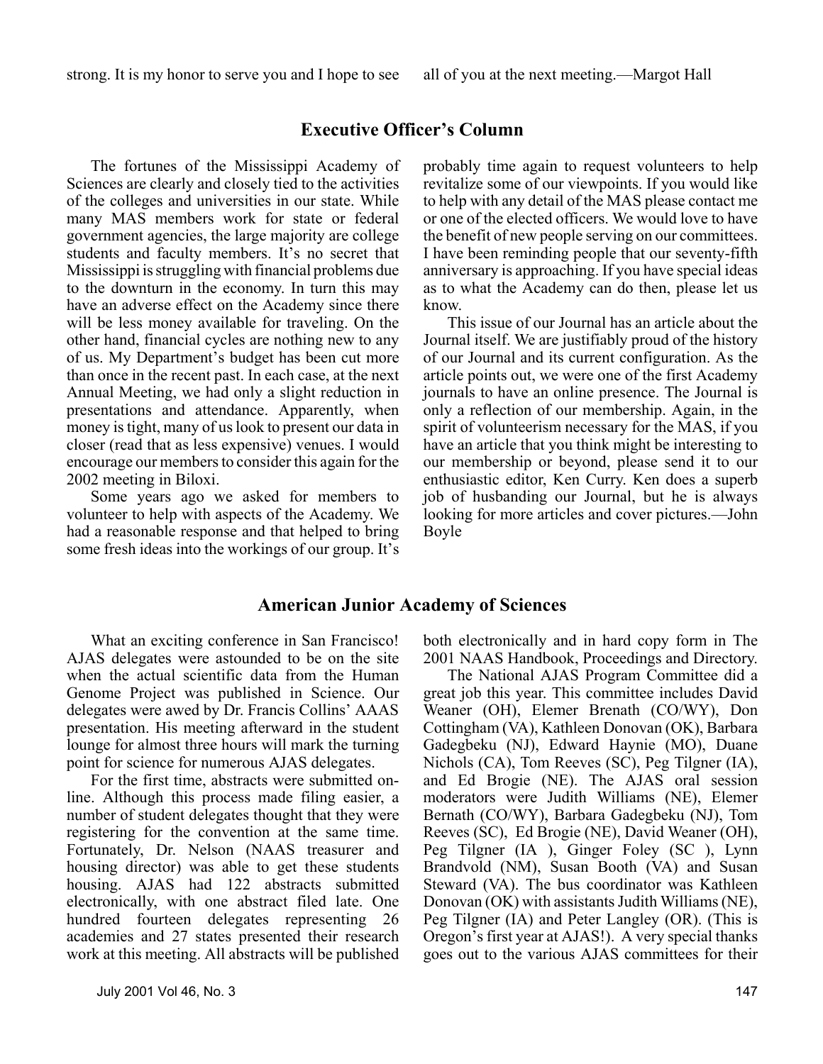strong. It is my honor to serve you and I hope to see all of you at the next meeting.—Margot Hall

## Executive Officer's Column

The fortunes of the Mississippi Academy of Sciences are clearly and closely tied to the activities of the colleges and universities in our state. While many MAS members work for state or federal government agencies, the large majority are college students and faculty members. It's no secret that Mississippi is struggling with financial problems due to the downturn in the economy. In turn this may have an adverse effect on the Academy since there will be less money available for traveling. On the other hand, financial cycles are nothing new to any of us. My Department's budget has been cut more than once in the recent past. In each case, at the next Annual Meeting, we had only a slight reduction in presentations and attendance. Apparently, when money is tight, many of us look to present our data in closer (read that as less expensive) venues. I would encourage our members to consider this again for the 2002 meeting in Biloxi.

Some years ago we asked for members to volunteer to help with aspects of the Academy. We had a reasonable response and that helped to bring some fresh ideas into the workings of our group. It's probably time again to request volunteers to help revitalize some of our viewpoints. If you would like to help with any detail of the MAS please contact me or one of the elected officers. We would love to have the benefit of new people serving on our committees. I have been reminding people that our seventy-fifth anniversary is approaching. If you have special ideas as to what the Academy can do then, please let us know.

This issue of our Journal has an article about the Journal itself. We are justifiably proud of the history of our Journal and its current configuration. As the article points out, we were one of the first Academy journals to have an online presence. The Journal is only a reflection of our membership. Again, in the spirit of volunteerism necessary for the MAS, if you have an article that you think might be interesting to our membership or beyond, please send it to our enthusiastic editor, Ken Curry. Ken does a superb job of husbanding our Journal, but he is always looking for more articles and cover pictures.—John Boyle

## American Junior Academy of Sciences

What an exciting conference in San Francisco! AJAS delegates were astounded to be on the site when the actual scientific data from the Human Genome Project was published in Science. Our delegates were awed by Dr. Francis Collins' AAAS presentation. His meeting afterward in the student lounge for almost three hours will mark the turning point for science for numerous AJAS delegates.

For the first time, abstracts were submitted on-line. Although this process made filing easier, a number of student delegates thought that they were registering for the convention at the same time. Fortunately, Dr. Nelson (NAAS treasurer and housing director) was able to get these students housing. AJAS had 122 abstracts submitted electronically, with one abstract filed late. One hundred fourteen delegates representing 26 academies and 27 states presented their research work at this meeting. All abstracts will be published both electronically and in hard copy form in The 2001 NAAS Handbook, Proceedings and Directory.

The National AJAS Program Committee did a great job this year. This committee includes David Weaner (OH), Elemer Brenath (CO/WY), Don Cottingham (VA), Kathleen Donovan (OK), Barbara Gadegbeku (NJ), Edward Haynie (MO), Duane Nichols (CA), Tom Reeves (SC), Peg Tilgner (IA), and Ed Brogie (NE). The AJAS oral session moderators were Judith Williams (NE), Elemer Bernath (CO/WY), Barbara Gadegbeku (NJ), Tom Reeves (SC), Ed Brogie (NE), David Weaner (OH), Peg Tilgner (IA ), Ginger Foley (SC ), Lynn Brandvold (NM), Susan Booth (VA) and Susan Steward (VA). The bus coordinator was Kathleen Donovan (OK) with assistants Judith Williams (NE), Peg Tilgner (IA) and Peter Langley (OR). (This is Oregon's first year at AJAS!). A very special thanks goes out to the various AJAS committees for their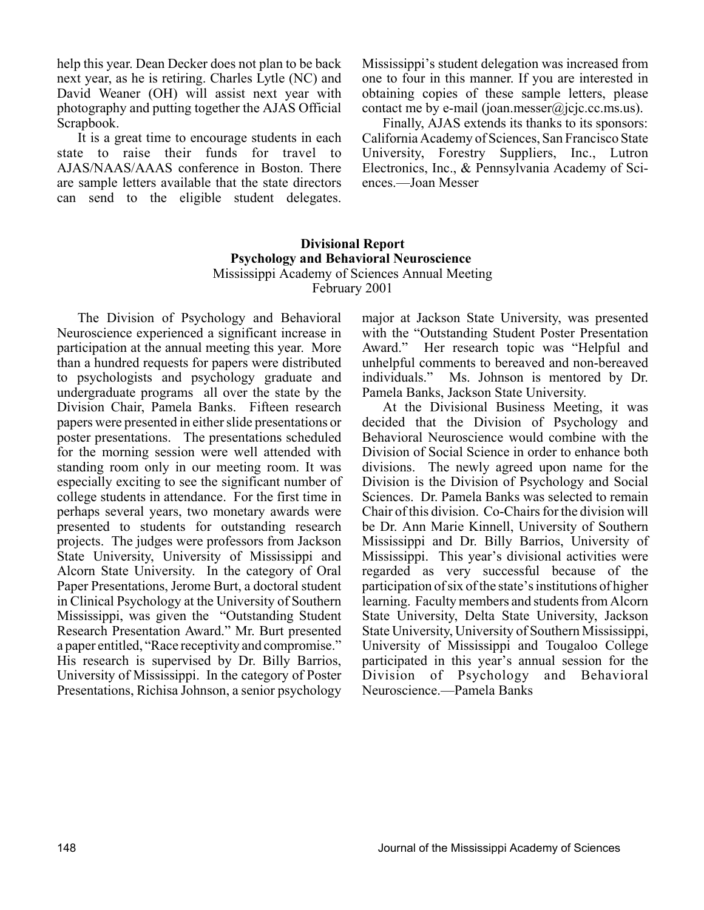help this year. Dean Decker does not plan to be back next year, as he is retiring. Charles Lytle (NC) and David Weaner (OH) will assist next year with photography and putting together the AJAS Official Scrapbook.

It is a great time to encourage students in each state to raise their funds for travel to AJAS/NAAS/AAAS conference in Boston. There are sample letters available that the state directors can send to the eligible student delegates. Mississippi's student delegation was increased from one to four in this manner. If you are interested in obtaining copies of these sample letters, please contact me by e-mail (joan.messer@jcjc.cc.ms.us).

Finally, AJAS extends its thanks to its sponsors: California Academy of Sciences, San Francisco State University, Forestry Suppliers, Inc., Lutron Electronics, Inc., & Pennsylvania Academy of Sciences.—Joan Messer

## Divisional Report
## Psychology and Behavioral Neuroscience

Mississippi Academy of Sciences Annual Meeting
February 2001

The Division of Psychology and Behavioral Neuroscience experienced a significant increase in participation at the annual meeting this year. More than a hundred requests for papers were distributed to psychologists and psychology graduate and undergraduate programs all over the state by the Division Chair, Pamela Banks. Fifteen research papers were presented in either slide presentations or poster presentations. The presentations scheduled for the morning session were well attended with standing room only in our meeting room. It was especially exciting to see the significant number of college students in attendance. For the first time in perhaps several years, two monetary awards were presented to students for outstanding research projects. The judges were professors from Jackson State University, University of Mississippi and Alcorn State University. In the category of Oral Paper Presentations, Jerome Burt, a doctoral student in Clinical Psychology at the University of Southern Mississippi, was given the "Outstanding Student Research Presentation Award." Mr. Burt presented a paper entitled, "Race receptivity and compromise." His research is supervised by Dr. Billy Barrios, University of Mississippi. In the category of Poster Presentations, Richisa Johnson, a senior psychology major at Jackson State University, was presented with the "Outstanding Student Poster Presentation Award." Her research topic was "Helpful and unhelpful comments to bereaved and non-bereaved individuals." Ms. Johnson is mentored by Dr. Pamela Banks, Jackson State University.

At the Divisional Business Meeting, it was decided that the Division of Psychology and Behavioral Neuroscience would combine with the Division of Social Science in order to enhance both divisions. The newly agreed upon name for the Division is the Division of Psychology and Social Sciences. Dr. Pamela Banks was selected to remain Chair of this division. Co-Chairs for the division will be Dr. Ann Marie Kinnell, University of Southern Mississippi and Dr. Billy Barrios, University of Mississippi. This year's divisional activities were regarded as very successful because of the participation of six of the state's institutions of higher learning. Faculty members and students from Alcorn State University, Delta State University, Jackson State University, University of Southern Mississippi, University of Mississippi and Tougaloo College participated in this year's annual session for the Division of Psychology and Behavioral Neuroscience.—Pamela Banks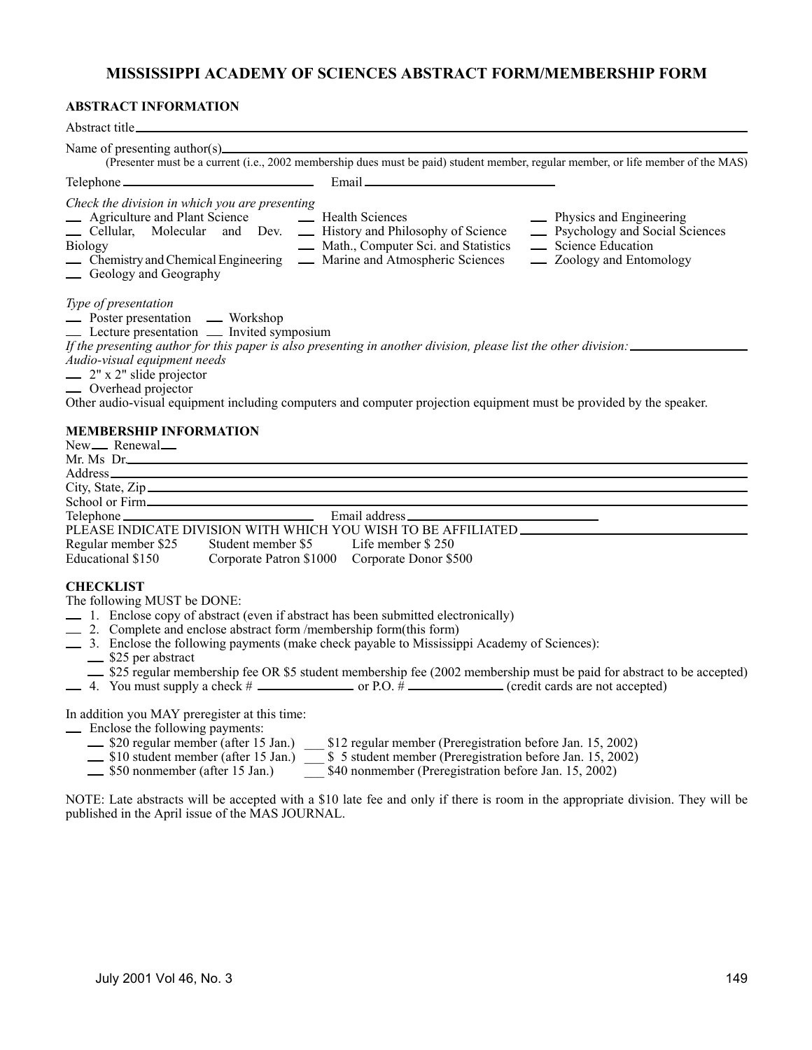# MISSISSIPPI ACADEMY OF SCIENCES ABSTRACT FORM/MEMBERSHIP FORM

**ABSTRACT INFORMATION**

Abstract title\_\_\_\_\_\_\_\_\_\_\_\_\_\_\_\_\_\_\_\_\_\_\_\_\_\_\_\_\_\_\_\_\_\_\_\_\_\_\_\_

Name of presenting author(s)\_\_\_\_\_\_\_\_\_\_\_\_\_\_\_\_\_\_\_\_\_\_\_\_\_\_\_\_\_\_\_\_\_\_\_\_\_\_\_\_

(Presenter must be a current (i.e., 2002 membership dues must be paid) student member, regular member, or life member of the MAS)

Telephone\_\_\_\_\_\_\_\_\_\_\_\_\_\_\_\_\_\_\_\_ Email\_\_\_\_\_\_\_\_\_\_\_\_\_\_\_\_\_\_\_\_

*Check the division in which you are presenting*

\_\_ Agriculture and Plant Science
\_\_ Cellular, Molecular and Dev. Biology
\_\_ Chemistry and Chemical Engineering
\_\_ Geology and Geography
\_\_ Health Sciences
\_\_ History and Philosophy of Science
\_\_ Math., Computer Sci. and Statistics
\_\_ Marine and Atmospheric Sciences
\_\_ Physics and Engineering
\_\_ Psychology and Social Sciences
\_\_ Science Education
\_\_ Zoology and Entomology

*Type of presentation*

\_\_ Poster presentation \_\_ Workshop
\_\_ Lecture presentation \_\_ Invited symposium

*If the presenting author for this paper is also presenting in another division, please list the other division:*\_\_\_\_\_\_\_\_\_\_\_\_\_\_\_\_

*Audio-visual equipment needs*

\_\_ 2" x 2" slide projector
\_\_ Overhead projector

Other audio-visual equipment including computers and computer projection equipment must be provided by the speaker.

**MEMBERSHIP INFORMATION**

New\_\_ Renewal\_\_
Mr. Ms Dr.\_\_\_\_\_\_\_\_\_\_\_\_\_\_\_\_\_\_\_\_\_\_\_\_\_\_\_\_\_\_\_\_\_\_\_\_\_\_\_\_
Address\_\_\_\_\_\_\_\_\_\_\_\_\_\_\_\_\_\_\_\_\_\_\_\_\_\_\_\_\_\_\_\_\_\_\_\_\_\_\_\_
City, State, Zip\_\_\_\_\_\_\_\_\_\_\_\_\_\_\_\_\_\_\_\_\_\_\_\_\_\_\_\_\_\_\_\_\_\_\_\_\_\_\_\_
School or Firm\_\_\_\_\_\_\_\_\_\_\_\_\_\_\_\_\_\_\_\_\_\_\_\_\_\_\_\_\_\_\_\_\_\_\_\_\_\_\_\_
Telephone\_\_\_\_\_\_\_\_\_\_\_\_\_\_\_\_\_\_\_\_ Email address\_\_\_\_\_\_\_\_\_\_\_\_\_\_\_\_\_\_\_\_
PLEASE INDICATE DIVISION WITH WHICH YOU WISH TO BE AFFILIATED\_\_\_\_\_\_\_\_\_\_\_\_\_\_\_\_\_\_\_\_
Regular member $25 Student member $5 Life member $ 250
Educational $150 Corporate Patron $1000 Corporate Donor $500

**CHECKLIST**

The following MUST be DONE:

\_\_ 1. Enclose copy of abstract (even if abstract has been submitted electronically)
\_\_ 2. Complete and enclose abstract form /membership form(this form)
\_\_ 3. Enclose the following payments (make check payable to Mississippi Academy of Sciences):
  \_\_ $25 per abstract
  \_\_ $25 regular membership fee OR $5 student membership fee (2002 membership must be paid for abstract to be accepted)
\_\_ 4. You must supply a check # \_\_\_\_\_\_\_\_\_\_\_\_ or P.O. # \_\_\_\_\_\_\_\_\_\_\_\_ (credit cards are not accepted)

In addition you MAY preregister at this time:

\_\_ Enclose the following payments:
  \_\_ $20 regular member (after 15 Jan.) \_\_\_ $12 regular member (Preregistration before Jan. 15, 2002)
  \_\_ $10 student member (after 15 Jan.) \_\_\_ $ 5 student member (Preregistration before Jan. 15, 2002)
  \_\_ $50 nonmember (after 15 Jan.) \_\_\_ $40 nonmember (Preregistration before Jan. 15, 2002)

NOTE: Late abstracts will be accepted with a $10 late fee and only if there is room in the appropriate division. They will be published in the April issue of the MAS JOURNAL.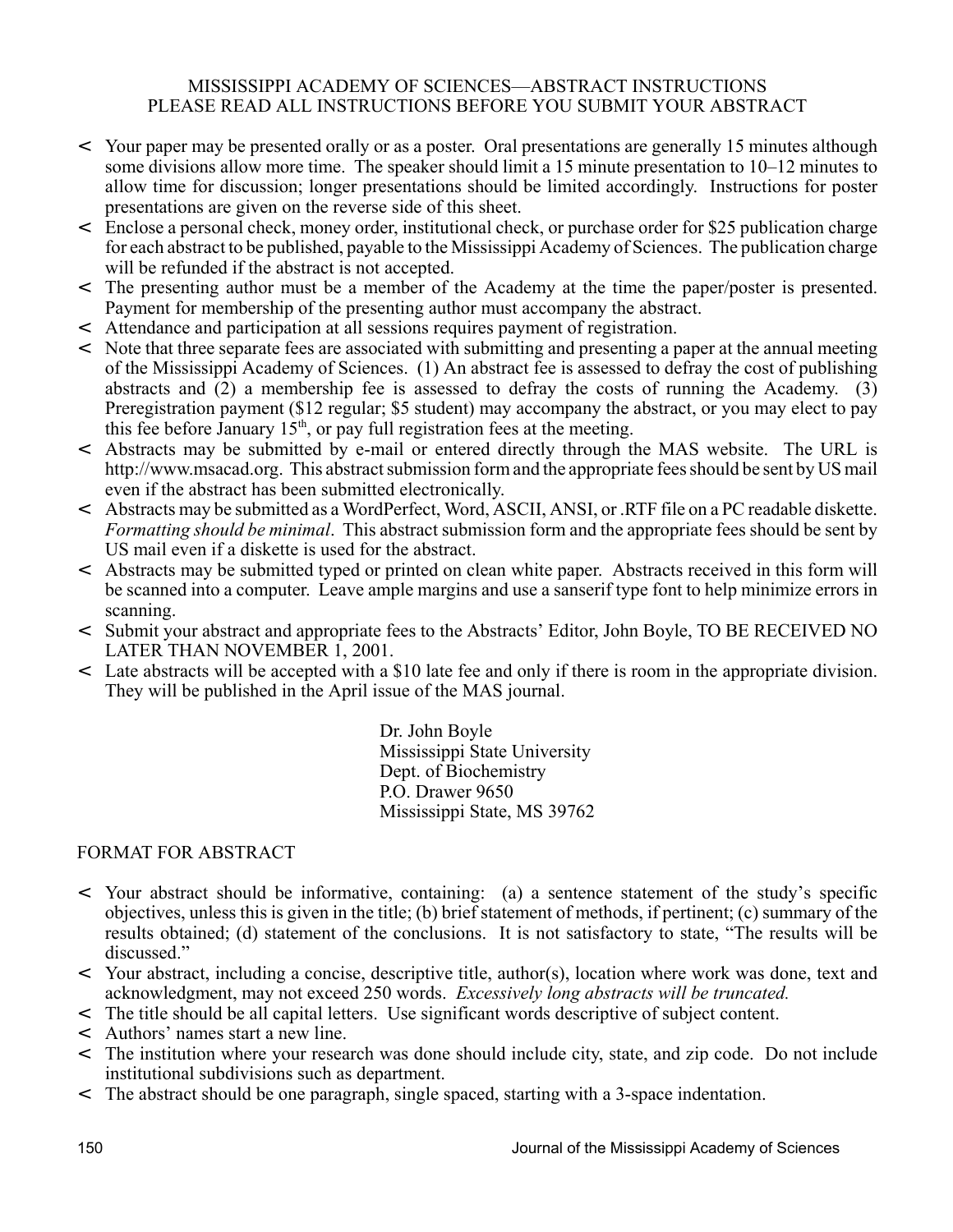# MISSISSIPPI ACADEMY OF SCIENCES—ABSTRACT INSTRUCTIONS
## PLEASE READ ALL INSTRUCTIONS BEFORE YOU SUBMIT YOUR ABSTRACT

- Your paper may be presented orally or as a poster. Oral presentations are generally 15 minutes although some divisions allow more time. The speaker should limit a 15 minute presentation to 10–12 minutes to allow time for discussion; longer presentations should be limited accordingly. Instructions for poster presentations are given on the reverse side of this sheet.
- Enclose a personal check, money order, institutional check, or purchase order for $25 publication charge for each abstract to be published, payable to the Mississippi Academy of Sciences. The publication charge will be refunded if the abstract is not accepted.
- The presenting author must be a member of the Academy at the time the paper/poster is presented. Payment for membership of the presenting author must accompany the abstract.
- Attendance and participation at all sessions requires payment of registration.
- Note that three separate fees are associated with submitting and presenting a paper at the annual meeting of the Mississippi Academy of Sciences. (1) An abstract fee is assessed to defray the cost of publishing abstracts and (2) a membership fee is assessed to defray the costs of running the Academy. (3) Preregistration payment ($12 regular; $5 student) may accompany the abstract, or you may elect to pay this fee before January 15th, or pay full registration fees at the meeting.
- Abstracts may be submitted by e-mail or entered directly through the MAS website. The URL is http://www.msacad.org. This abstract submission form and the appropriate fees should be sent by US mail even if the abstract has been submitted electronically.
- Abstracts may be submitted as a WordPerfect, Word, ASCII, ANSI, or .RTF file on a PC readable diskette. *Formatting should be minimal*. This abstract submission form and the appropriate fees should be sent by US mail even if a diskette is used for the abstract.
- Abstracts may be submitted typed or printed on clean white paper. Abstracts received in this form will be scanned into a computer. Leave ample margins and use a sanserif type font to help minimize errors in scanning.
- Submit your abstract and appropriate fees to the Abstracts' Editor, John Boyle, TO BE RECEIVED NO LATER THAN NOVEMBER 1, 2001.
- Late abstracts will be accepted with a $10 late fee and only if there is room in the appropriate division. They will be published in the April issue of the MAS journal.

Dr. John Boyle  
Mississippi State University  
Dept. of Biochemistry  
P.O. Drawer 9650  
Mississippi State, MS 39762

## FORMAT FOR ABSTRACT

- Your abstract should be informative, containing: (a) a sentence statement of the study's specific objectives, unless this is given in the title; (b) brief statement of methods, if pertinent; (c) summary of the results obtained; (d) statement of the conclusions. It is not satisfactory to state, "The results will be discussed."
- Your abstract, including a concise, descriptive title, author(s), location where work was done, text and acknowledgment, may not exceed 250 words. *Excessively long abstracts will be truncated.*
- The title should be all capital letters. Use significant words descriptive of subject content.
- Authors' names start a new line.
- The institution where your research was done should include city, state, and zip code. Do not include institutional subdivisions such as department.
- The abstract should be one paragraph, single spaced, starting with a 3-space indentation.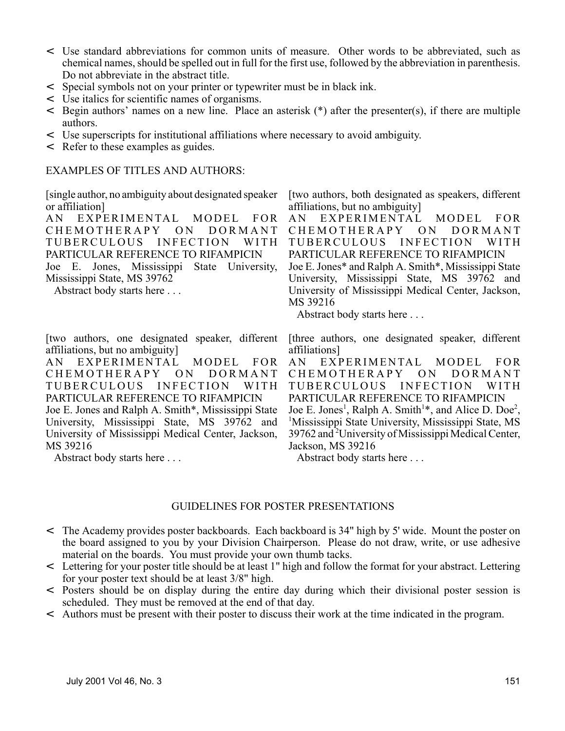- Use standard abbreviations for common units of measure. Other words to be abbreviated, such as chemical names, should be spelled out in full for the first use, followed by the abbreviation in parenthesis. Do not abbreviate in the abstract title.
- Special symbols not on your printer or typewriter must be in black ink.
- Use italics for scientific names of organisms.
- Begin authors' names on a new line. Place an asterisk (*) after the presenter(s), if there are multiple authors.
- Use superscripts for institutional affiliations where necessary to avoid ambiguity.
- Refer to these examples as guides.

EXAMPLES OF TITLES AND AUTHORS:

[single author, no ambiguity about designated speaker or affiliation]
AN EXPERIMENTAL MODEL FOR CHEMOTHERAPY ON DORMANT TUBERCULOUS INFECTION WITH PARTICULAR REFERENCE TO RIFAMPICIN
Joe E. Jones, Mississippi State University, Mississippi State, MS 39762
Abstract body starts here . . .

[two authors, both designated as speakers, different affiliations, but no ambiguity]
AN EXPERIMENTAL MODEL FOR CHEMOTHERAPY ON DORMANT TUBERCULOUS INFECTION WITH PARTICULAR REFERENCE TO RIFAMPICIN
Joe E. Jones* and Ralph A. Smith*, Mississippi State University, Mississippi State, MS 39762 and University of Mississippi Medical Center, Jackson, MS 39216
Abstract body starts here . . .

[two authors, one designated speaker, different affiliations, but no ambiguity]
AN EXPERIMENTAL MODEL FOR CHEMOTHERAPY ON DORMANT TUBERCULOUS INFECTION WITH PARTICULAR REFERENCE TO RIFAMPICIN
Joe E. Jones and Ralph A. Smith*, Mississippi State University, Mississippi State, MS 39762 and University of Mississippi Medical Center, Jackson, MS 39216
Abstract body starts here . . .

[three authors, one designated speaker, different affiliations]
AN EXPERIMENTAL MODEL FOR CHEMOTHERAPY ON DORMANT TUBERCULOUS INFECTION WITH PARTICULAR REFERENCE TO RIFAMPICIN
Joe E. Jones[1], Ralph A. Smith[1]*, and Alice D. Doe[2], [1]Mississippi State University, Mississippi State, MS 39762 and [2]University of Mississippi Medical Center, Jackson, MS 39216
Abstract body starts here . . .

## GUIDELINES FOR POSTER PRESENTATIONS

- The Academy provides poster backboards. Each backboard is 34" high by 5' wide. Mount the poster on the board assigned to you by your Division Chairperson. Please do not draw, write, or use adhesive material on the boards. You must provide your own thumb tacks.
- Lettering for your poster title should be at least 1" high and follow the format for your abstract. Lettering for your poster text should be at least 3/8" high.
- Posters should be on display during the entire day during which their divisional poster session is scheduled. They must be removed at the end of that day.
- Authors must be present with their poster to discuss their work at the time indicated in the program.